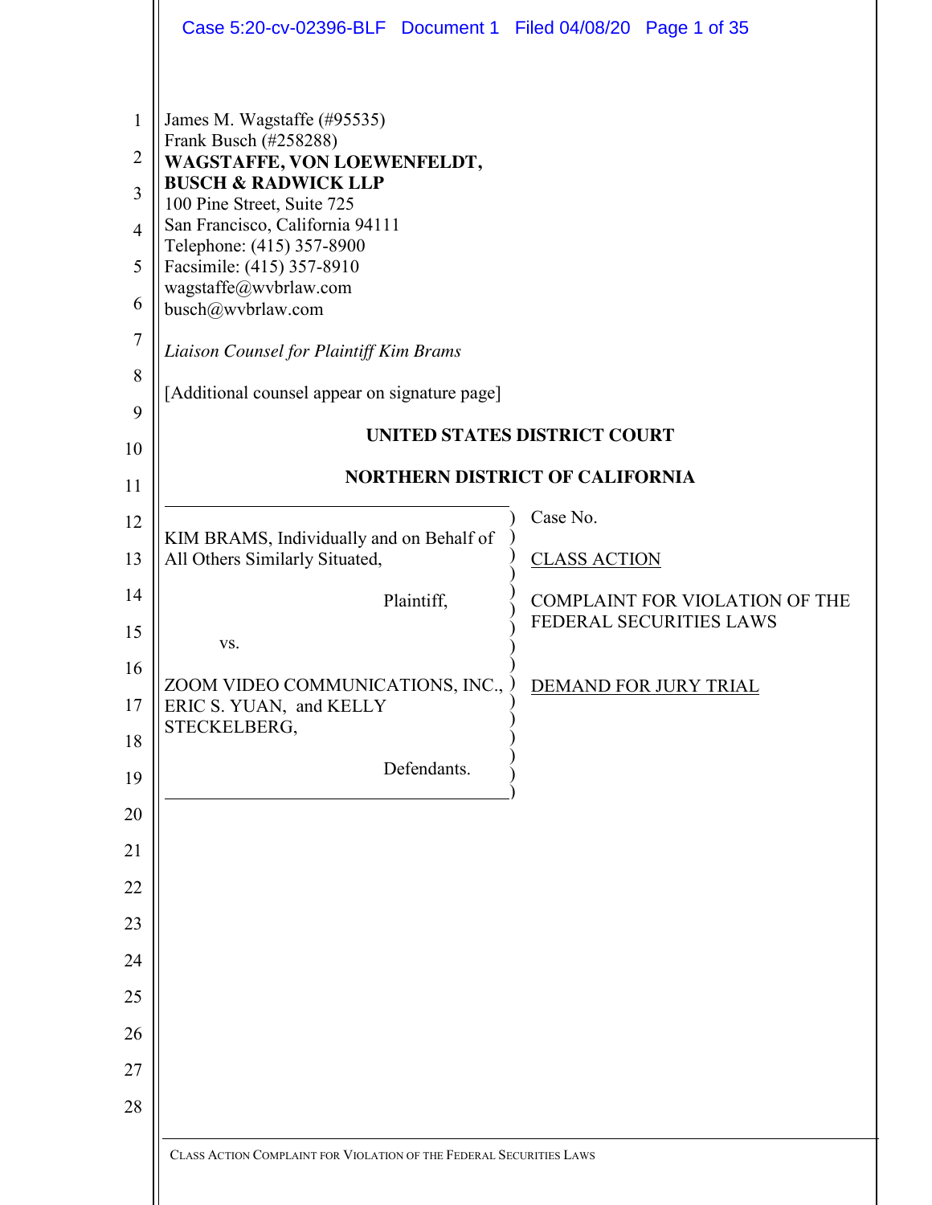James M. Wagstaffe (#95535)
Frank Busch (#258288)
**WAGSTAFFE, VON LOEWENFELDT, BUSCH & RADWICK LLP**
100 Pine Street, Suite 725
San Francisco, California 94111
Telephone: (415) 357-8900
Facsimile: (415) 357-8910
wagstaffe@wvbrlaw.com
busch@wvbrlaw.com

*Liaison Counsel for Plaintiff Kim Brams*

[Additional counsel appear on signature page]

**UNITED STATES DISTRICT COURT**

**NORTHERN DISTRICT OF CALIFORNIA**

| | |
|---|---|
| KIM BRAMS, Individually and on Behalf of All Others Similarly Situated,<br><br>Plaintiff,<br><br>vs.<br><br>ZOOM VIDEO COMMUNICATIONS, INC., ERIC S. YUAN, and KELLY STECKELBERG,<br><br>Defendants. | Case No.<br><br>CLASS ACTION<br><br>COMPLAINT FOR VIOLATION OF THE FEDERAL SECURITIES LAWS<br><br>DEMAND FOR JURY TRIAL |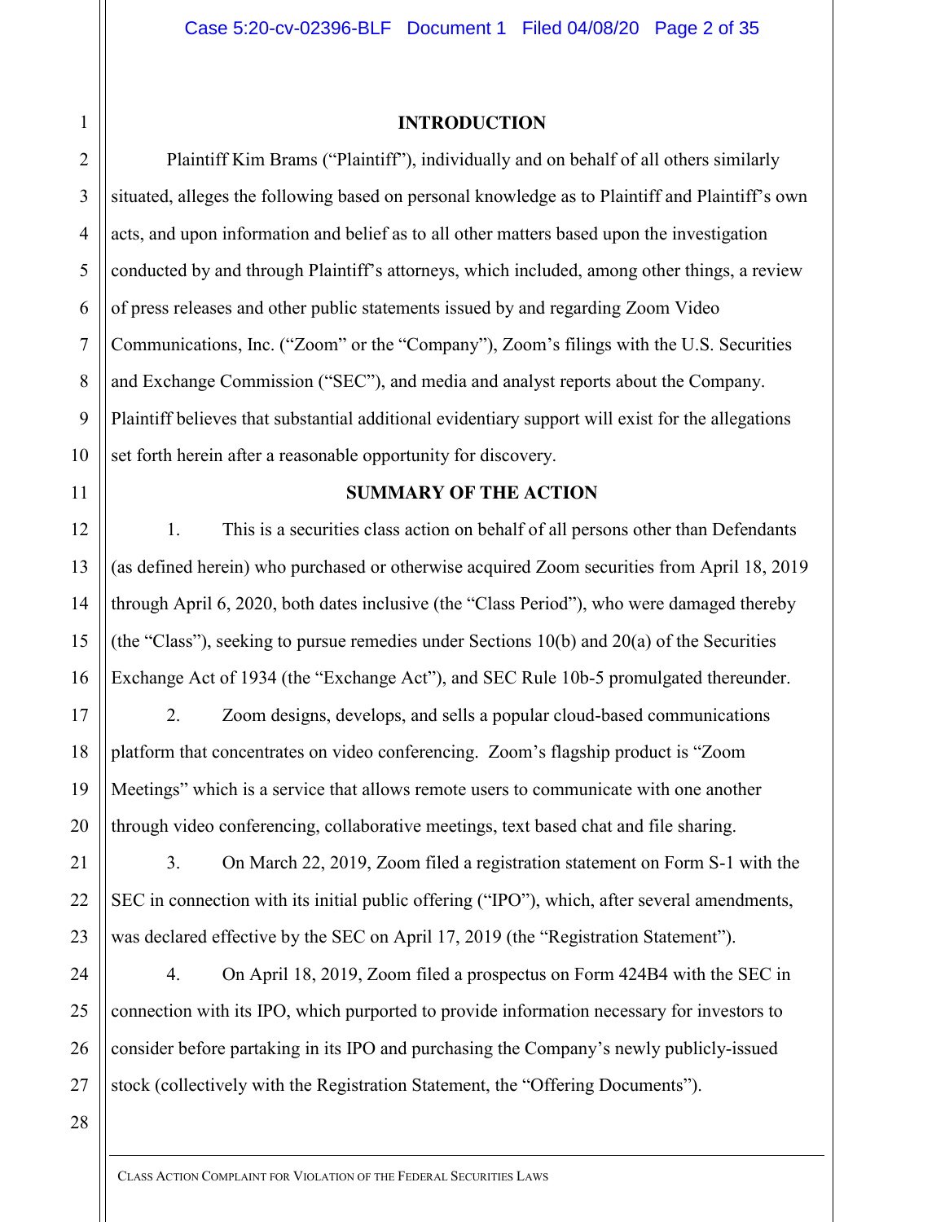## INTRODUCTION

Plaintiff Kim Brams ("Plaintiff"), individually and on behalf of all others similarly situated, alleges the following based on personal knowledge as to Plaintiff and Plaintiff's own acts, and upon information and belief as to all other matters based upon the investigation conducted by and through Plaintiff's attorneys, which included, among other things, a review of press releases and other public statements issued by and regarding Zoom Video Communications, Inc. ("Zoom" or the "Company"), Zoom's filings with the U.S. Securities and Exchange Commission ("SEC"), and media and analyst reports about the Company. Plaintiff believes that substantial additional evidentiary support will exist for the allegations set forth herein after a reasonable opportunity for discovery.

## SUMMARY OF THE ACTION

1. This is a securities class action on behalf of all persons other than Defendants (as defined herein) who purchased or otherwise acquired Zoom securities from April 18, 2019 through April 6, 2020, both dates inclusive (the "Class Period"), who were damaged thereby (the "Class"), seeking to pursue remedies under Sections 10(b) and 20(a) of the Securities Exchange Act of 1934 (the "Exchange Act"), and SEC Rule 10b-5 promulgated thereunder.

2. Zoom designs, develops, and sells a popular cloud-based communications platform that concentrates on video conferencing. Zoom's flagship product is "Zoom Meetings" which is a service that allows remote users to communicate with one another through video conferencing, collaborative meetings, text based chat and file sharing.

3. On March 22, 2019, Zoom filed a registration statement on Form S-1 with the SEC in connection with its initial public offering ("IPO"), which, after several amendments, was declared effective by the SEC on April 17, 2019 (the "Registration Statement").

4. On April 18, 2019, Zoom filed a prospectus on Form 424B4 with the SEC in connection with its IPO, which purported to provide information necessary for investors to consider before partaking in its IPO and purchasing the Company's newly publicly-issued stock (collectively with the Registration Statement, the "Offering Documents").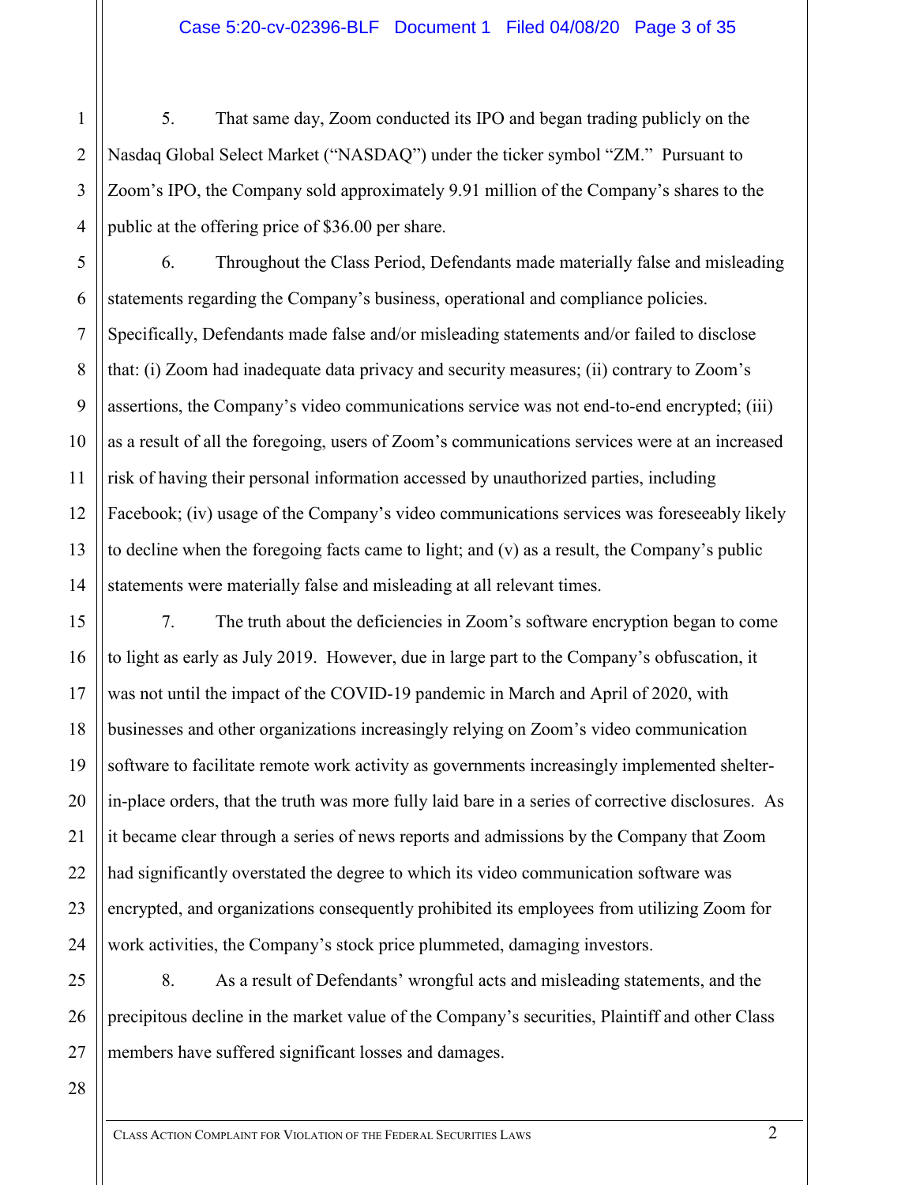5. That same day, Zoom conducted its IPO and began trading publicly on the Nasdaq Global Select Market ("NASDAQ") under the ticker symbol "ZM." Pursuant to Zoom's IPO, the Company sold approximately 9.91 million of the Company's shares to the public at the offering price of $36.00 per share.

6. Throughout the Class Period, Defendants made materially false and misleading statements regarding the Company's business, operational and compliance policies. Specifically, Defendants made false and/or misleading statements and/or failed to disclose that: (i) Zoom had inadequate data privacy and security measures; (ii) contrary to Zoom's assertions, the Company's video communications service was not end-to-end encrypted; (iii) as a result of all the foregoing, users of Zoom's communications services were at an increased risk of having their personal information accessed by unauthorized parties, including Facebook; (iv) usage of the Company's video communications services was foreseeably likely to decline when the foregoing facts came to light; and (v) as a result, the Company's public statements were materially false and misleading at all relevant times.

7. The truth about the deficiencies in Zoom's software encryption began to come to light as early as July 2019. However, due in large part to the Company's obfuscation, it was not until the impact of the COVID-19 pandemic in March and April of 2020, with businesses and other organizations increasingly relying on Zoom's video communication software to facilitate remote work activity as governments increasingly implemented shelter-in-place orders, that the truth was more fully laid bare in a series of corrective disclosures. As it became clear through a series of news reports and admissions by the Company that Zoom had significantly overstated the degree to which its video communication software was encrypted, and organizations consequently prohibited its employees from utilizing Zoom for work activities, the Company's stock price plummeted, damaging investors.

8. As a result of Defendants' wrongful acts and misleading statements, and the precipitous decline in the market value of the Company's securities, Plaintiff and other Class members have suffered significant losses and damages.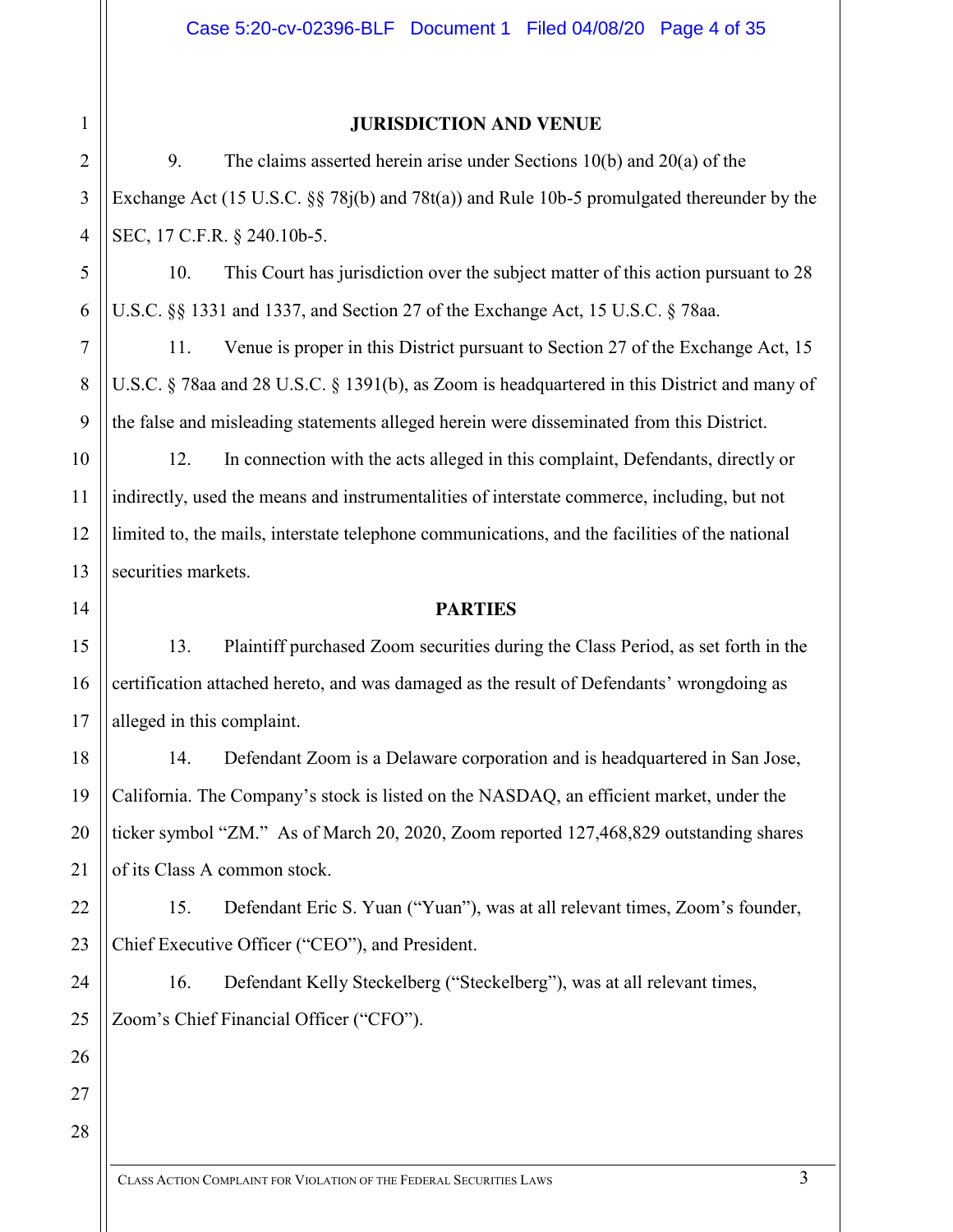## JURISDICTION AND VENUE

9. The claims asserted herein arise under Sections 10(b) and 20(a) of the Exchange Act (15 U.S.C. §§ 78j(b) and 78t(a)) and Rule 10b-5 promulgated thereunder by the SEC, 17 C.F.R. § 240.10b-5.

10. This Court has jurisdiction over the subject matter of this action pursuant to 28 U.S.C. §§ 1331 and 1337, and Section 27 of the Exchange Act, 15 U.S.C. § 78aa.

11. Venue is proper in this District pursuant to Section 27 of the Exchange Act, 15 U.S.C. § 78aa and 28 U.S.C. § 1391(b), as Zoom is headquartered in this District and many of the false and misleading statements alleged herein were disseminated from this District.

12. In connection with the acts alleged in this complaint, Defendants, directly or indirectly, used the means and instrumentalities of interstate commerce, including, but not limited to, the mails, interstate telephone communications, and the facilities of the national securities markets.

## PARTIES

13. Plaintiff purchased Zoom securities during the Class Period, as set forth in the certification attached hereto, and was damaged as the result of Defendants' wrongdoing as alleged in this complaint.

14. Defendant Zoom is a Delaware corporation and is headquartered in San Jose, California. The Company's stock is listed on the NASDAQ, an efficient market, under the ticker symbol "ZM." As of March 20, 2020, Zoom reported 127,468,829 outstanding shares of its Class A common stock.

15. Defendant Eric S. Yuan ("Yuan"), was at all relevant times, Zoom's founder, Chief Executive Officer ("CEO"), and President.

16. Defendant Kelly Steckelberg ("Steckelberg"), was at all relevant times, Zoom's Chief Financial Officer ("CFO").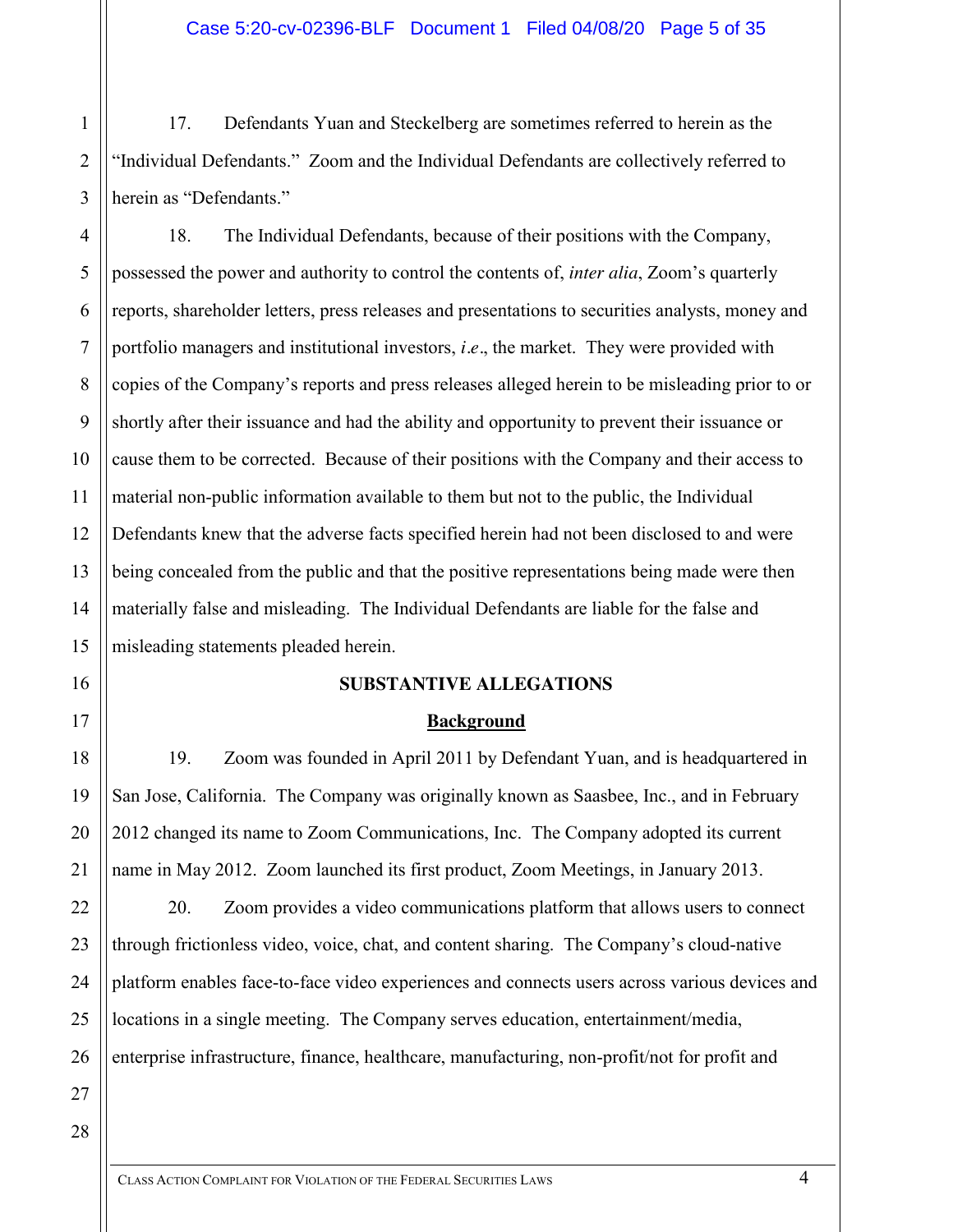17. Defendants Yuan and Steckelberg are sometimes referred to herein as the "Individual Defendants." Zoom and the Individual Defendants are collectively referred to herein as "Defendants."

18. The Individual Defendants, because of their positions with the Company, possessed the power and authority to control the contents of, *inter alia*, Zoom's quarterly reports, shareholder letters, press releases and presentations to securities analysts, money and portfolio managers and institutional investors, *i.e*., the market. They were provided with copies of the Company's reports and press releases alleged herein to be misleading prior to or shortly after their issuance and had the ability and opportunity to prevent their issuance or cause them to be corrected. Because of their positions with the Company and their access to material non-public information available to them but not to the public, the Individual Defendants knew that the adverse facts specified herein had not been disclosed to and were being concealed from the public and that the positive representations being made were then materially false and misleading. The Individual Defendants are liable for the false and misleading statements pleaded herein.

## SUBSTANTIVE ALLEGATIONS

### Background

19. Zoom was founded in April 2011 by Defendant Yuan, and is headquartered in San Jose, California. The Company was originally known as Saasbee, Inc., and in February 2012 changed its name to Zoom Communications, Inc. The Company adopted its current name in May 2012. Zoom launched its first product, Zoom Meetings, in January 2013.

20. Zoom provides a video communications platform that allows users to connect through frictionless video, voice, chat, and content sharing. The Company's cloud-native platform enables face-to-face video experiences and connects users across various devices and locations in a single meeting. The Company serves education, entertainment/media, enterprise infrastructure, finance, healthcare, manufacturing, non-profit/not for profit and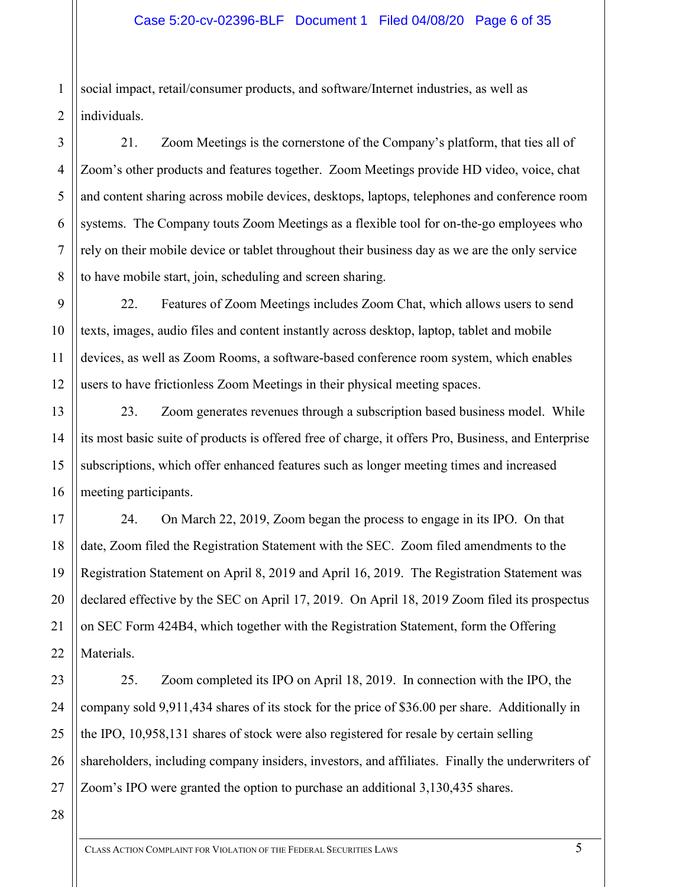social impact, retail/consumer products, and software/Internet industries, as well as individuals.

21. Zoom Meetings is the cornerstone of the Company's platform, that ties all of Zoom's other products and features together. Zoom Meetings provide HD video, voice, chat and content sharing across mobile devices, desktops, laptops, telephones and conference room systems. The Company touts Zoom Meetings as a flexible tool for on-the-go employees who rely on their mobile device or tablet throughout their business day as we are the only service to have mobile start, join, scheduling and screen sharing.

22. Features of Zoom Meetings includes Zoom Chat, which allows users to send texts, images, audio files and content instantly across desktop, laptop, tablet and mobile devices, as well as Zoom Rooms, a software-based conference room system, which enables users to have frictionless Zoom Meetings in their physical meeting spaces.

23. Zoom generates revenues through a subscription based business model. While its most basic suite of products is offered free of charge, it offers Pro, Business, and Enterprise subscriptions, which offer enhanced features such as longer meeting times and increased meeting participants.

24. On March 22, 2019, Zoom began the process to engage in its IPO. On that date, Zoom filed the Registration Statement with the SEC. Zoom filed amendments to the Registration Statement on April 8, 2019 and April 16, 2019. The Registration Statement was declared effective by the SEC on April 17, 2019. On April 18, 2019 Zoom filed its prospectus on SEC Form 424B4, which together with the Registration Statement, form the Offering Materials.

25. Zoom completed its IPO on April 18, 2019. In connection with the IPO, the company sold 9,911,434 shares of its stock for the price of $36.00 per share. Additionally in the IPO, 10,958,131 shares of stock were also registered for resale by certain selling shareholders, including company insiders, investors, and affiliates. Finally the underwriters of Zoom's IPO were granted the option to purchase an additional 3,130,435 shares.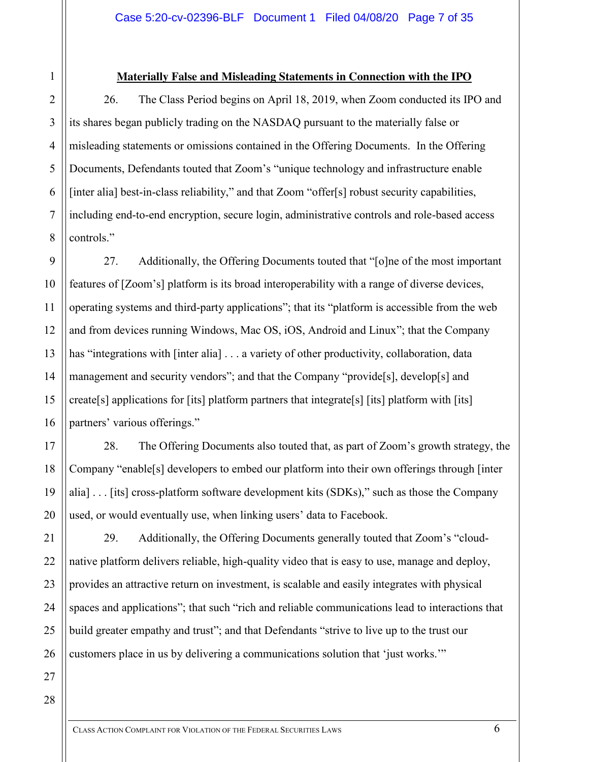**Materially False and Misleading Statements in Connection with the IPO**

26. The Class Period begins on April 18, 2019, when Zoom conducted its IPO and its shares began publicly trading on the NASDAQ pursuant to the materially false or misleading statements or omissions contained in the Offering Documents. In the Offering Documents, Defendants touted that Zoom's "unique technology and infrastructure enable [inter alia] best-in-class reliability," and that Zoom "offer[s] robust security capabilities, including end-to-end encryption, secure login, administrative controls and role-based access controls."

27. Additionally, the Offering Documents touted that "[o]ne of the most important features of [Zoom's] platform is its broad interoperability with a range of diverse devices, operating systems and third-party applications"; that its "platform is accessible from the web and from devices running Windows, Mac OS, iOS, Android and Linux"; that the Company has "integrations with [inter alia] . . . a variety of other productivity, collaboration, data management and security vendors"; and that the Company "provide[s], develop[s] and create[s] applications for [its] platform partners that integrate[s] [its] platform with [its] partners' various offerings."

28. The Offering Documents also touted that, as part of Zoom's growth strategy, the Company "enable[s] developers to embed our platform into their own offerings through [inter alia] . . . [its] cross-platform software development kits (SDKs)," such as those the Company used, or would eventually use, when linking users' data to Facebook.

29. Additionally, the Offering Documents generally touted that Zoom's "cloud-native platform delivers reliable, high-quality video that is easy to use, manage and deploy, provides an attractive return on investment, is scalable and easily integrates with physical spaces and applications"; that such "rich and reliable communications lead to interactions that build greater empathy and trust"; and that Defendants "strive to live up to the trust our customers place in us by delivering a communications solution that 'just works.'"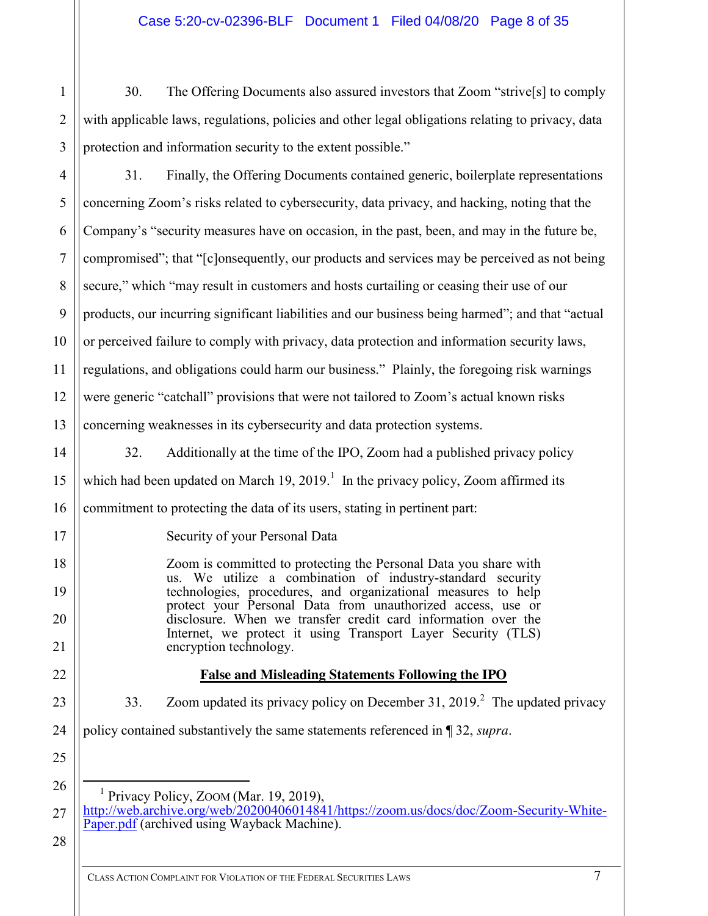30. The Offering Documents also assured investors that Zoom "strive[s] to comply with applicable laws, regulations, policies and other legal obligations relating to privacy, data protection and information security to the extent possible."

31. Finally, the Offering Documents contained generic, boilerplate representations concerning Zoom's risks related to cybersecurity, data privacy, and hacking, noting that the Company's "security measures have on occasion, in the past, been, and may in the future be, compromised"; that "[c]onsequently, our products and services may be perceived as not being secure," which "may result in customers and hosts curtailing or ceasing their use of our products, our incurring significant liabilities and our business being harmed"; and that "actual or perceived failure to comply with privacy, data protection and information security laws, regulations, and obligations could harm our business." Plainly, the foregoing risk warnings were generic "catchall" provisions that were not tailored to Zoom's actual known risks concerning weaknesses in its cybersecurity and data protection systems.

32. Additionally at the time of the IPO, Zoom had a published privacy policy which had been updated on March 19, 2019.[1] In the privacy policy, Zoom affirmed its commitment to protecting the data of its users, stating in pertinent part:

> Security of your Personal Data
>
> Zoom is committed to protecting the Personal Data you share with us. We utilize a combination of industry-standard security technologies, procedures, and organizational measures to help protect your Personal Data from unauthorized access, use or disclosure. When we transfer credit card information over the Internet, we protect it using Transport Layer Security (TLS) encryption technology.

## False and Misleading Statements Following the IPO

33. Zoom updated its privacy policy on December 31, 2019.[2] The updated privacy policy contained substantively the same statements referenced in ¶ 32, *supra*.

---

[1] Privacy Policy, Zoom (Mar. 19, 2019), http://web.archive.org/web/20200406014841/https://zoom.us/docs/doc/Zoom-Security-White-Paper.pdf (archived using Wayback Machine).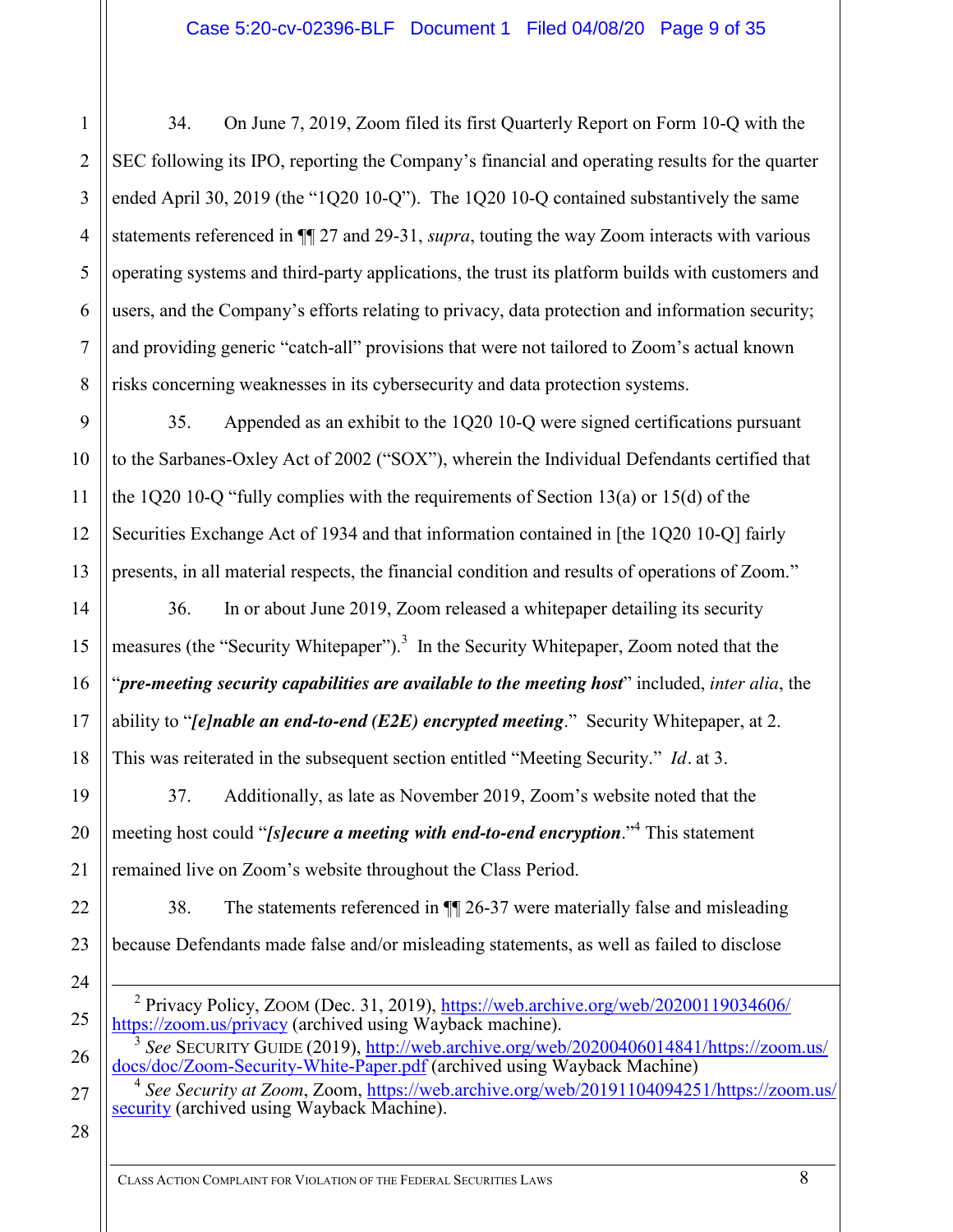34. On June 7, 2019, Zoom filed its first Quarterly Report on Form 10-Q with the SEC following its IPO, reporting the Company's financial and operating results for the quarter ended April 30, 2019 (the "1Q20 10-Q"). The 1Q20 10-Q contained substantively the same statements referenced in ¶¶ 27 and 29-31, *supra*, touting the way Zoom interacts with various operating systems and third-party applications, the trust its platform builds with customers and users, and the Company's efforts relating to privacy, data protection and information security; and providing generic "catch-all" provisions that were not tailored to Zoom's actual known risks concerning weaknesses in its cybersecurity and data protection systems.

35. Appended as an exhibit to the 1Q20 10-Q were signed certifications pursuant to the Sarbanes-Oxley Act of 2002 ("SOX"), wherein the Individual Defendants certified that the 1Q20 10-Q "fully complies with the requirements of Section 13(a) or 15(d) of the Securities Exchange Act of 1934 and that information contained in [the 1Q20 10-Q] fairly presents, in all material respects, the financial condition and results of operations of Zoom."

36. In or about June 2019, Zoom released a whitepaper detailing its security measures (the "Security Whitepaper").[3] In the Security Whitepaper, Zoom noted that the "***pre-meeting security capabilities are available to the meeting host***" included, *inter alia*, the ability to "***[e]nable an end-to-end (E2E) encrypted meeting***." Security Whitepaper, at 2. This was reiterated in the subsequent section entitled "Meeting Security." *Id*. at 3.

37. Additionally, as late as November 2019, Zoom's website noted that the meeting host could "***[s]ecure a meeting with end-to-end encryption***."[4] This statement remained live on Zoom's website throughout the Class Period.

38. The statements referenced in ¶¶ 26-37 were materially false and misleading because Defendants made false and/or misleading statements, as well as failed to disclose

---

[2] Privacy Policy, ZOOM (Dec. 31, 2019), https://web.archive.org/web/20200119034606/https://zoom.us/privacy (archived using Wayback machine).

[3] *See* SECURITY GUIDE (2019), http://web.archive.org/web/20200406014841/https://zoom.us/docs/doc/Zoom-Security-White-Paper.pdf (archived using Wayback Machine)

[4] *See Security at Zoom*, Zoom, https://web.archive.org/web/20191104094251/https://zoom.us/security (archived using Wayback Machine).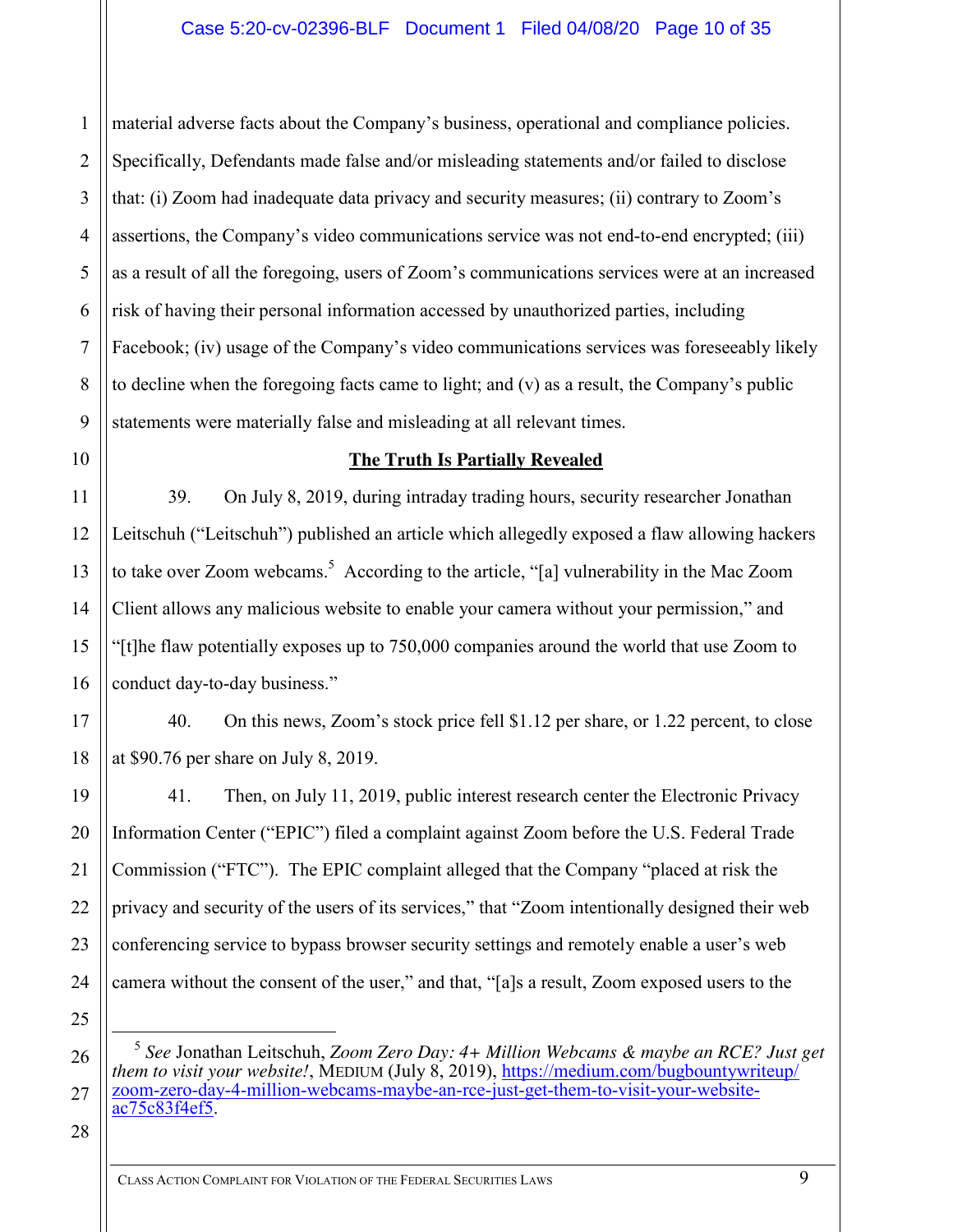material adverse facts about the Company's business, operational and compliance policies. Specifically, Defendants made false and/or misleading statements and/or failed to disclose that: (i) Zoom had inadequate data privacy and security measures; (ii) contrary to Zoom's assertions, the Company's video communications service was not end-to-end encrypted; (iii) as a result of all the foregoing, users of Zoom's communications services were at an increased risk of having their personal information accessed by unauthorized parties, including Facebook; (iv) usage of the Company's video communications services was foreseeably likely to decline when the foregoing facts came to light; and (v) as a result, the Company's public statements were materially false and misleading at all relevant times.

## <u>**The Truth Is Partially Revealed**</u>

39. On July 8, 2019, during intraday trading hours, security researcher Jonathan Leitschuh ("Leitschuh") published an article which allegedly exposed a flaw allowing hackers to take over Zoom webcams.[5] According to the article, "[a] vulnerability in the Mac Zoom Client allows any malicious website to enable your camera without your permission," and "[t]he flaw potentially exposes up to 750,000 companies around the world that use Zoom to conduct day-to-day business."

40. On this news, Zoom's stock price fell $1.12 per share, or 1.22 percent, to close at $90.76 per share on July 8, 2019.

41. Then, on July 11, 2019, public interest research center the Electronic Privacy Information Center ("EPIC") filed a complaint against Zoom before the U.S. Federal Trade Commission ("FTC"). The EPIC complaint alleged that the Company "placed at risk the privacy and security of the users of its services," that "Zoom intentionally designed their web conferencing service to bypass browser security settings and remotely enable a user's web camera without the consent of the user," and that, "[a]s a result, Zoom exposed users to the

---

[5] *See* Jonathan Leitschuh, *Zoom Zero Day: 4+ Million Webcams & maybe an RCE? Just get them to visit your website!*, MEDIUM (July 8, 2019), https://medium.com/bugbountywriteup/zoom-zero-day-4-million-webcams-maybe-an-rce-just-get-them-to-visit-your-website-ac75c83f4ef5.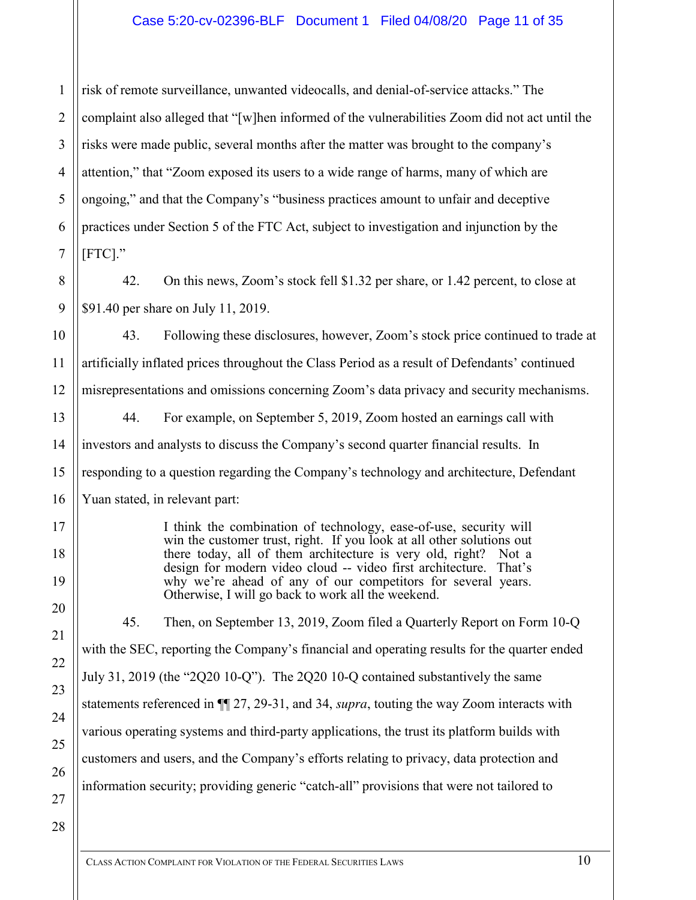risk of remote surveillance, unwanted videocalls, and denial-of-service attacks." The complaint also alleged that "[w]hen informed of the vulnerabilities Zoom did not act until the risks were made public, several months after the matter was brought to the company's attention," that "Zoom exposed its users to a wide range of harms, many of which are ongoing," and that the Company's "business practices amount to unfair and deceptive practices under Section 5 of the FTC Act, subject to investigation and injunction by the [FTC]."

42. On this news, Zoom's stock fell $1.32 per share, or 1.42 percent, to close at $91.40 per share on July 11, 2019.

43. Following these disclosures, however, Zoom's stock price continued to trade at artificially inflated prices throughout the Class Period as a result of Defendants' continued misrepresentations and omissions concerning Zoom's data privacy and security mechanisms.

44. For example, on September 5, 2019, Zoom hosted an earnings call with investors and analysts to discuss the Company's second quarter financial results. In responding to a question regarding the Company's technology and architecture, Defendant Yuan stated, in relevant part:

> I think the combination of technology, ease-of-use, security will win the customer trust, right. If you look at all other solutions out there today, all of them architecture is very old, right? Not a design for modern video cloud -- video first architecture. That's why we're ahead of any of our competitors for several years. Otherwise, I will go back to work all the weekend.

45. Then, on September 13, 2019, Zoom filed a Quarterly Report on Form 10-Q with the SEC, reporting the Company's financial and operating results for the quarter ended July 31, 2019 (the "2Q20 10-Q"). The 2Q20 10-Q contained substantively the same statements referenced in ¶¶ 27, 29-31, and 34, *supra*, touting the way Zoom interacts with various operating systems and third-party applications, the trust its platform builds with customers and users, and the Company's efforts relating to privacy, data protection and information security; providing generic "catch-all" provisions that were not tailored to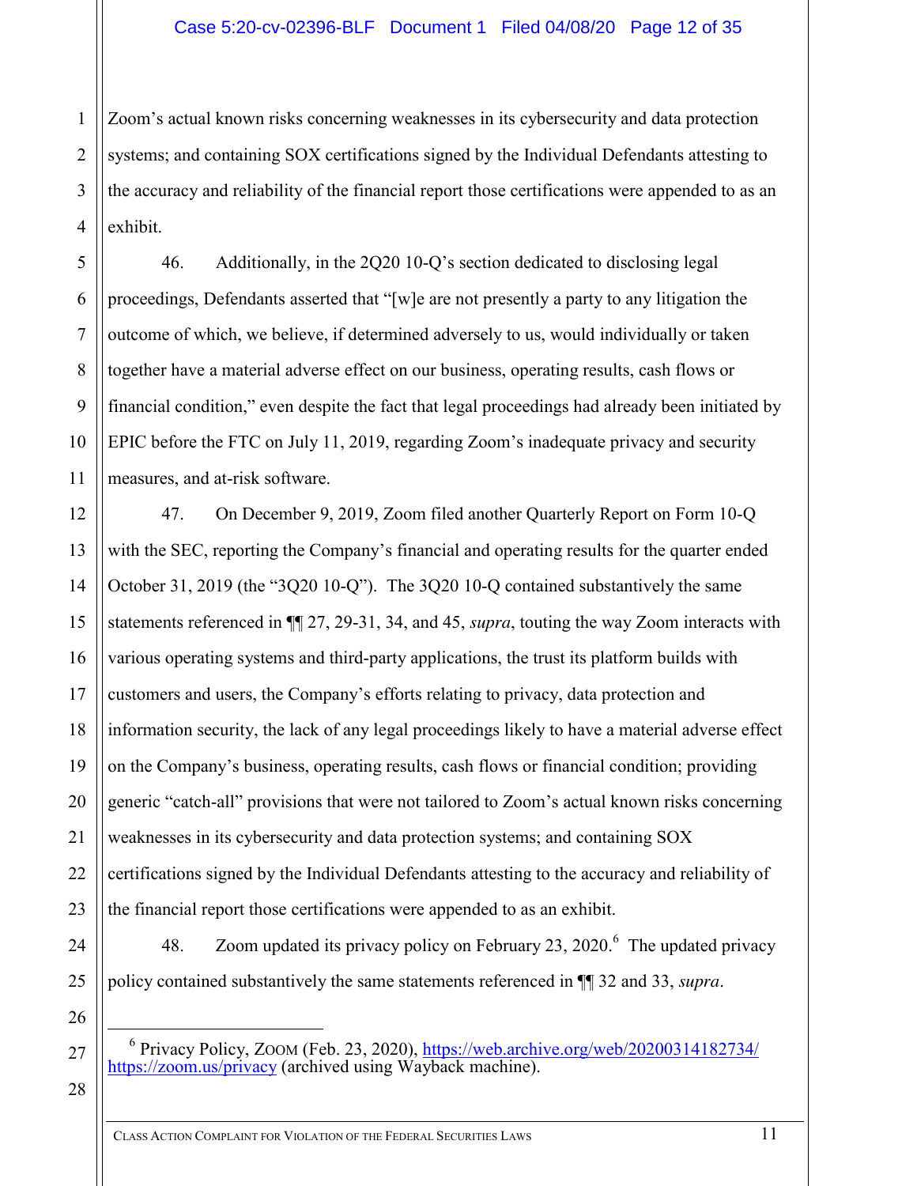Zoom's actual known risks concerning weaknesses in its cybersecurity and data protection systems; and containing SOX certifications signed by the Individual Defendants attesting to the accuracy and reliability of the financial report those certifications were appended to as an exhibit.

46. Additionally, in the 2Q20 10-Q's section dedicated to disclosing legal proceedings, Defendants asserted that "[w]e are not presently a party to any litigation the outcome of which, we believe, if determined adversely to us, would individually or taken together have a material adverse effect on our business, operating results, cash flows or financial condition," even despite the fact that legal proceedings had already been initiated by EPIC before the FTC on July 11, 2019, regarding Zoom's inadequate privacy and security measures, and at-risk software.

47. On December 9, 2019, Zoom filed another Quarterly Report on Form 10-Q with the SEC, reporting the Company's financial and operating results for the quarter ended October 31, 2019 (the "3Q20 10-Q"). The 3Q20 10-Q contained substantively the same statements referenced in ¶¶ 27, 29-31, 34, and 45, *supra*, touting the way Zoom interacts with various operating systems and third-party applications, the trust its platform builds with customers and users, the Company's efforts relating to privacy, data protection and information security, the lack of any legal proceedings likely to have a material adverse effect on the Company's business, operating results, cash flows or financial condition; providing generic "catch-all" provisions that were not tailored to Zoom's actual known risks concerning weaknesses in its cybersecurity and data protection systems; and containing SOX certifications signed by the Individual Defendants attesting to the accuracy and reliability of the financial report those certifications were appended to as an exhibit.

48. Zoom updated its privacy policy on February 23, 2020.[6] The updated privacy policy contained substantively the same statements referenced in ¶¶ 32 and 33, *supra*.

---

[6] Privacy Policy, ZOOM (Feb. 23, 2020), https://web.archive.org/web/20200314182734/https://zoom.us/privacy (archived using Wayback machine).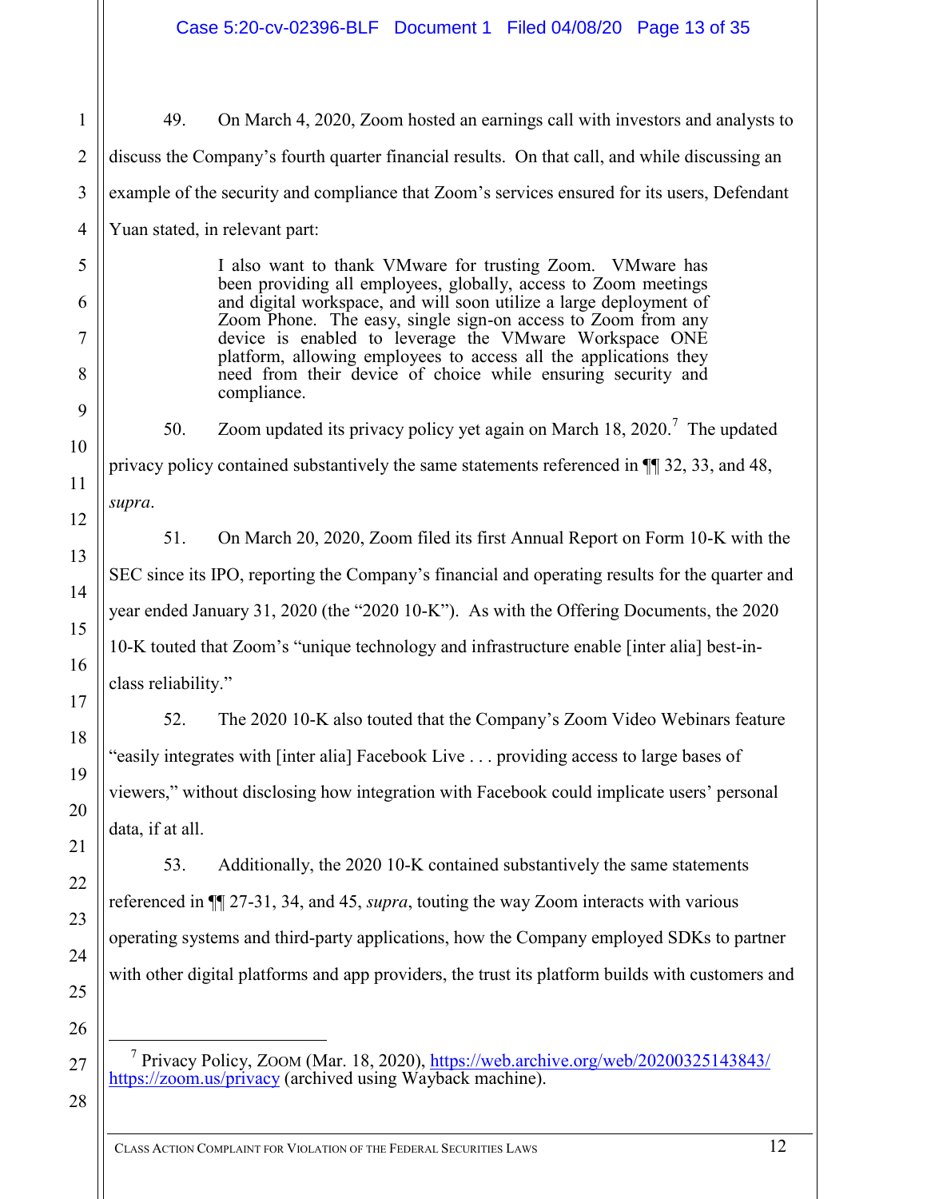49. On March 4, 2020, Zoom hosted an earnings call with investors and analysts to discuss the Company's fourth quarter financial results. On that call, and while discussing an example of the security and compliance that Zoom's services ensured for its users, Defendant Yuan stated, in relevant part:

> I also want to thank VMware for trusting Zoom. VMware has been providing all employees, globally, access to Zoom meetings and digital workspace, and will soon utilize a large deployment of Zoom Phone. The easy, single sign-on access to Zoom from any device is enabled to leverage the VMware Workspace ONE platform, allowing employees to access all the applications they need from their device of choice while ensuring security and compliance.

50. Zoom updated its privacy policy yet again on March 18, 2020.[7] The updated privacy policy contained substantively the same statements referenced in ¶¶ 32, 33, and 48, *supra*.

51. On March 20, 2020, Zoom filed its first Annual Report on Form 10-K with the SEC since its IPO, reporting the Company's financial and operating results for the quarter and year ended January 31, 2020 (the "2020 10-K"). As with the Offering Documents, the 2020 10-K touted that Zoom's "unique technology and infrastructure enable [inter alia] best-in-class reliability."

52. The 2020 10-K also touted that the Company's Zoom Video Webinars feature "easily integrates with [inter alia] Facebook Live . . . providing access to large bases of viewers," without disclosing how integration with Facebook could implicate users' personal data, if at all.

53. Additionally, the 2020 10-K contained substantively the same statements referenced in ¶¶ 27-31, 34, and 45, *supra*, touting the way Zoom interacts with various operating systems and third-party applications, how the Company employed SDKs to partner with other digital platforms and app providers, the trust its platform builds with customers and

---

[7] Privacy Policy, ZOOM (Mar. 18, 2020), https://web.archive.org/web/20200325143843/https://zoom.us/privacy (archived using Wayback machine).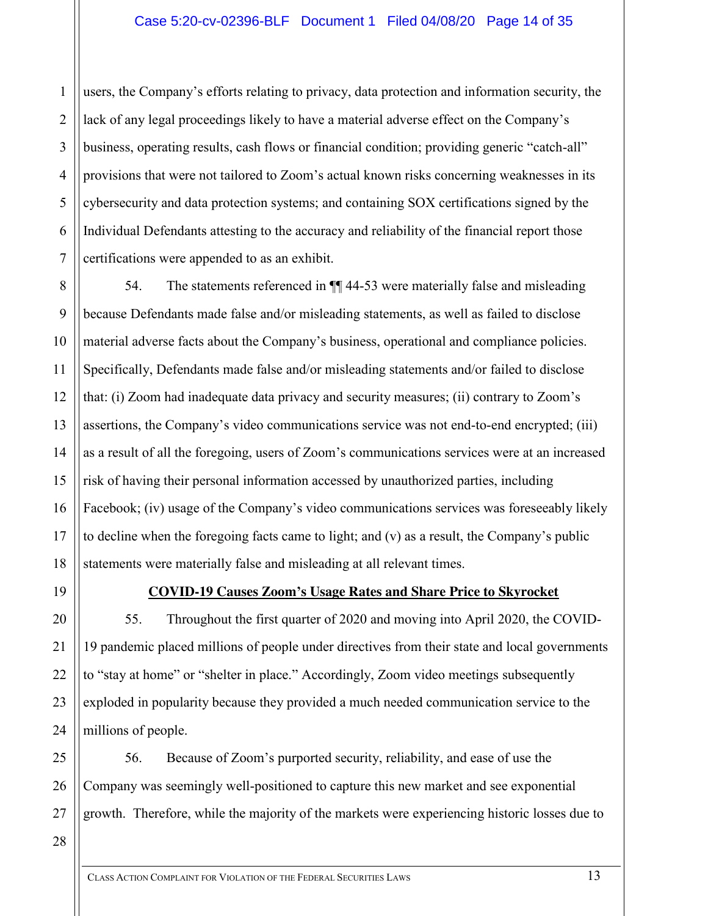users, the Company's efforts relating to privacy, data protection and information security, the lack of any legal proceedings likely to have a material adverse effect on the Company's business, operating results, cash flows or financial condition; providing generic "catch-all" provisions that were not tailored to Zoom's actual known risks concerning weaknesses in its cybersecurity and data protection systems; and containing SOX certifications signed by the Individual Defendants attesting to the accuracy and reliability of the financial report those certifications were appended to as an exhibit.

54. The statements referenced in ¶¶ 44-53 were materially false and misleading because Defendants made false and/or misleading statements, as well as failed to disclose material adverse facts about the Company's business, operational and compliance policies. Specifically, Defendants made false and/or misleading statements and/or failed to disclose that: (i) Zoom had inadequate data privacy and security measures; (ii) contrary to Zoom's assertions, the Company's video communications service was not end-to-end encrypted; (iii) as a result of all the foregoing, users of Zoom's communications services were at an increased risk of having their personal information accessed by unauthorized parties, including Facebook; (iv) usage of the Company's video communications services was foreseeably likely to decline when the foregoing facts came to light; and (v) as a result, the Company's public statements were materially false and misleading at all relevant times.

**<u>COVID-19 Causes Zoom's Usage Rates and Share Price to Skyrocket</u>**

55. Throughout the first quarter of 2020 and moving into April 2020, the COVID-19 pandemic placed millions of people under directives from their state and local governments to "stay at home" or "shelter in place." Accordingly, Zoom video meetings subsequently exploded in popularity because they provided a much needed communication service to the millions of people.

56. Because of Zoom's purported security, reliability, and ease of use the Company was seemingly well-positioned to capture this new market and see exponential growth. Therefore, while the majority of the markets were experiencing historic losses due to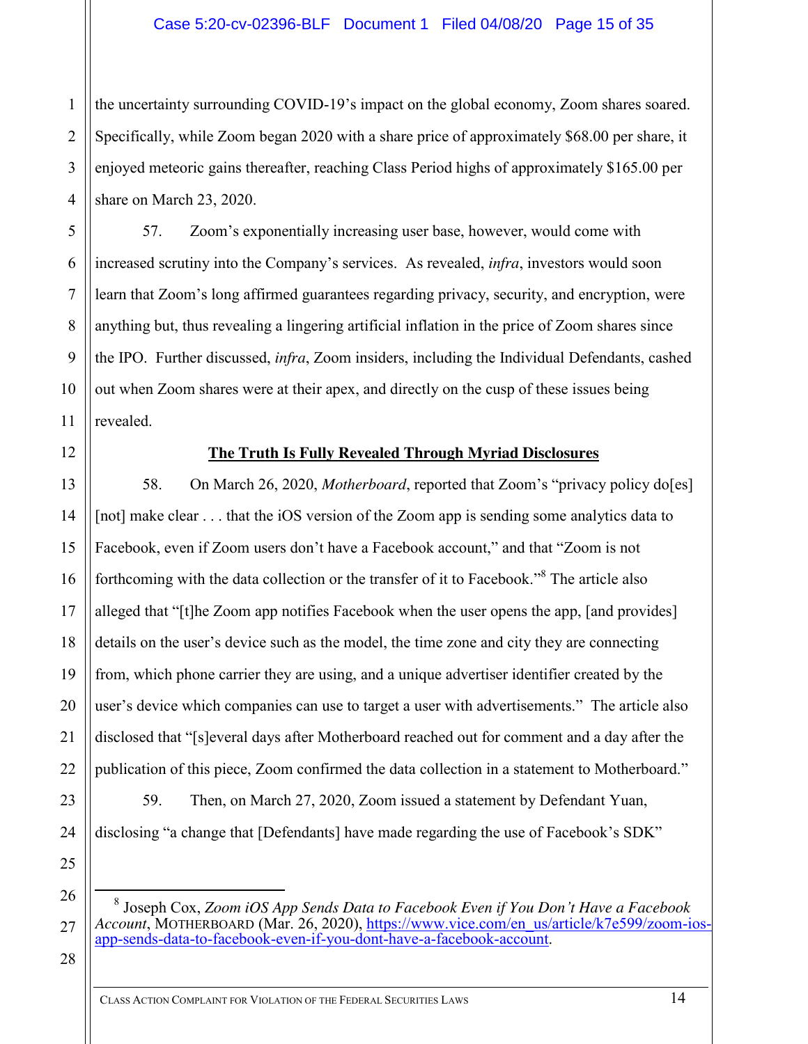the uncertainty surrounding COVID-19's impact on the global economy, Zoom shares soared. Specifically, while Zoom began 2020 with a share price of approximately $68.00 per share, it enjoyed meteoric gains thereafter, reaching Class Period highs of approximately $165.00 per share on March 23, 2020.

57. Zoom's exponentially increasing user base, however, would come with increased scrutiny into the Company's services. As revealed, *infra*, investors would soon learn that Zoom's long affirmed guarantees regarding privacy, security, and encryption, were anything but, thus revealing a lingering artificial inflation in the price of Zoom shares since the IPO. Further discussed, *infra*, Zoom insiders, including the Individual Defendants, cashed out when Zoom shares were at their apex, and directly on the cusp of these issues being revealed.

**The Truth Is Fully Revealed Through Myriad Disclosures**

58. On March 26, 2020, *Motherboard*, reported that Zoom's "privacy policy do[es] [not] make clear . . . that the iOS version of the Zoom app is sending some analytics data to Facebook, even if Zoom users don't have a Facebook account," and that "Zoom is not forthcoming with the data collection or the transfer of it to Facebook."[8] The article also alleged that "[t]he Zoom app notifies Facebook when the user opens the app, [and provides] details on the user's device such as the model, the time zone and city they are connecting from, which phone carrier they are using, and a unique advertiser identifier created by the user's device which companies can use to target a user with advertisements." The article also disclosed that "[s]everal days after Motherboard reached out for comment and a day after the publication of this piece, Zoom confirmed the data collection in a statement to Motherboard."

59. Then, on March 27, 2020, Zoom issued a statement by Defendant Yuan, disclosing "a change that [Defendants] have made regarding the use of Facebook's SDK"

---

[8] Joseph Cox, *Zoom iOS App Sends Data to Facebook Even if You Don't Have a Facebook Account*, MOTHERBOARD (Mar. 26, 2020), https://www.vice.com/en_us/article/k7e599/zoom-ios-app-sends-data-to-facebook-even-if-you-dont-have-a-facebook-account.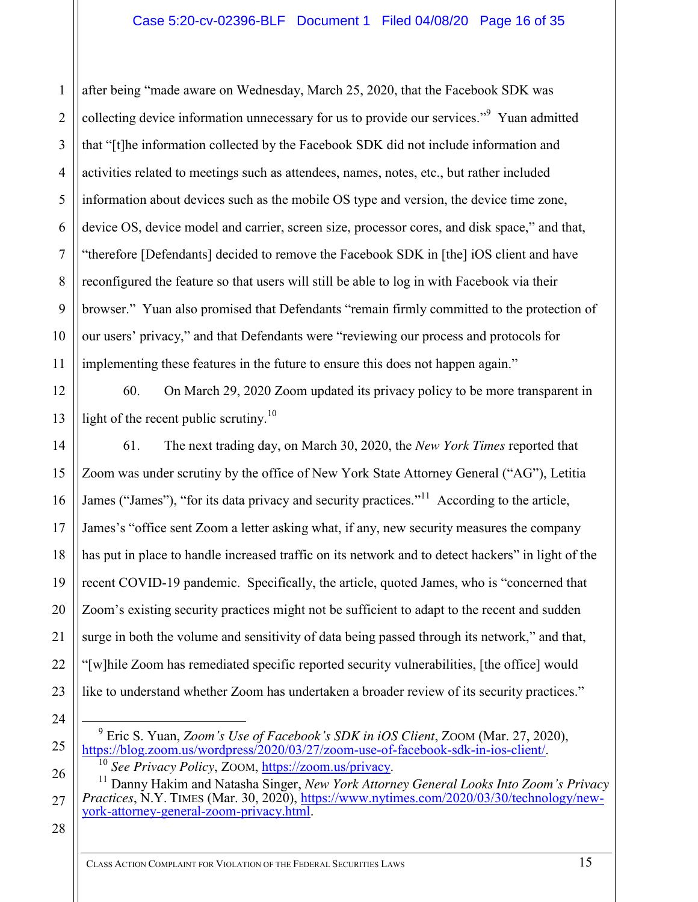after being "made aware on Wednesday, March 25, 2020, that the Facebook SDK was collecting device information unnecessary for us to provide our services."[9] Yuan admitted that "[t]he information collected by the Facebook SDK did not include information and activities related to meetings such as attendees, names, notes, etc., but rather included information about devices such as the mobile OS type and version, the device time zone, device OS, device model and carrier, screen size, processor cores, and disk space," and that, "therefore [Defendants] decided to remove the Facebook SDK in [the] iOS client and have reconfigured the feature so that users will still be able to log in with Facebook via their browser." Yuan also promised that Defendants "remain firmly committed to the protection of our users' privacy," and that Defendants were "reviewing our process and protocols for implementing these features in the future to ensure this does not happen again."

60. On March 29, 2020 Zoom updated its privacy policy to be more transparent in light of the recent public scrutiny.[10]

61. The next trading day, on March 30, 2020, the *New York Times* reported that Zoom was under scrutiny by the office of New York State Attorney General ("AG"), Letitia James ("James"), "for its data privacy and security practices."[11] According to the article, James's "office sent Zoom a letter asking what, if any, new security measures the company has put in place to handle increased traffic on its network and to detect hackers" in light of the recent COVID-19 pandemic. Specifically, the article, quoted James, who is "concerned that Zoom's existing security practices might not be sufficient to adapt to the recent and sudden surge in both the volume and sensitivity of data being passed through its network," and that, "[w]hile Zoom has remediated specific reported security vulnerabilities, [the office] would like to understand whether Zoom has undertaken a broader review of its security practices."

---

[9] Eric S. Yuan, *Zoom's Use of Facebook's SDK in iOS Client*, ZOOM (Mar. 27, 2020), https://blog.zoom.us/wordpress/2020/03/27/zoom-use-of-facebook-sdk-in-ios-client/.

[10] *See Privacy Policy*, ZOOM, https://zoom.us/privacy.

[11] Danny Hakim and Natasha Singer, *New York Attorney General Looks Into Zoom's Privacy Practices*, N.Y. TIMES (Mar. 30, 2020), https://www.nytimes.com/2020/03/30/technology/new-york-attorney-general-zoom-privacy.html.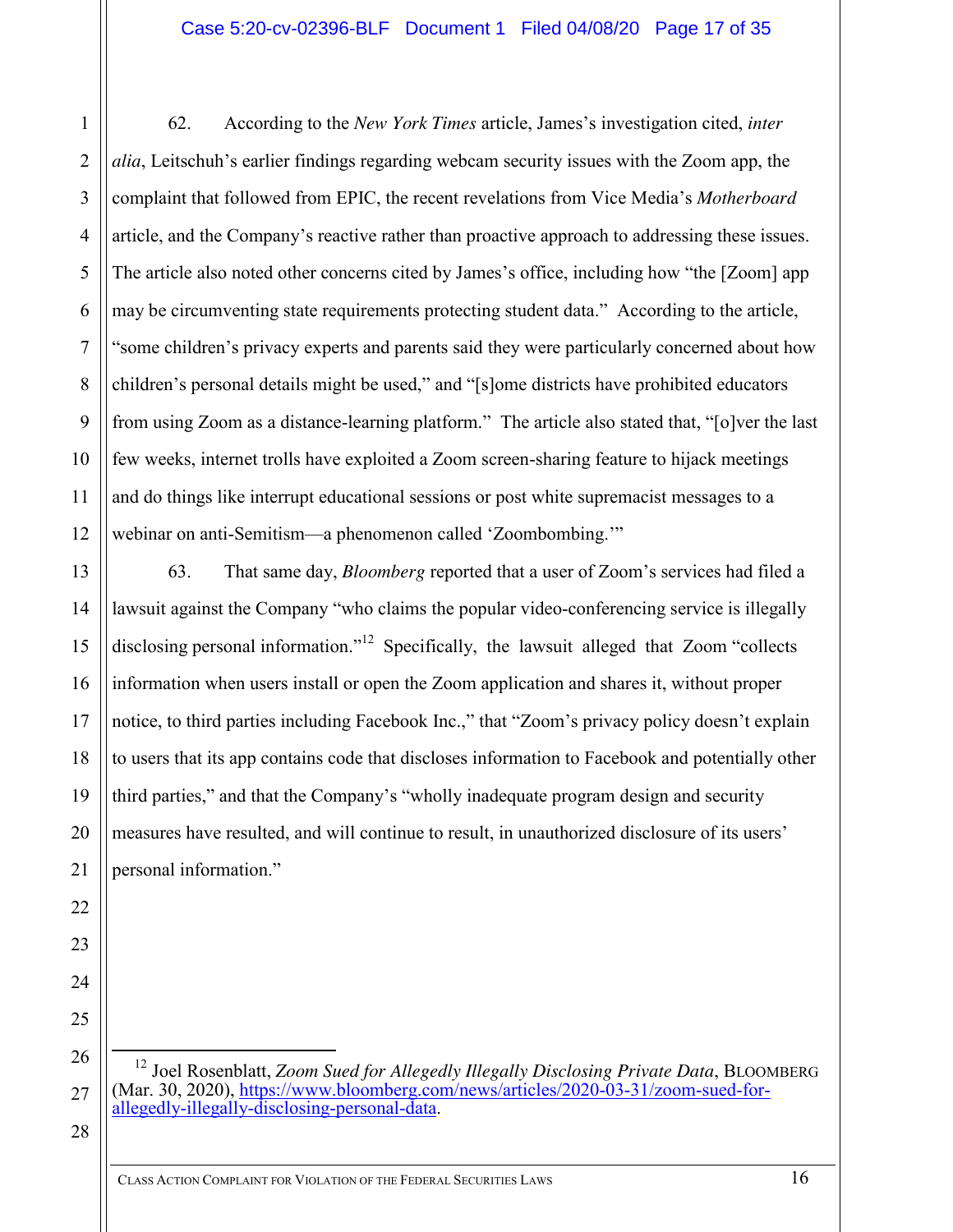62. According to the *New York Times* article, James's investigation cited, *inter alia*, Leitschuh's earlier findings regarding webcam security issues with the Zoom app, the complaint that followed from EPIC, the recent revelations from Vice Media's *Motherboard* article, and the Company's reactive rather than proactive approach to addressing these issues. The article also noted other concerns cited by James's office, including how "the [Zoom] app may be circumventing state requirements protecting student data." According to the article, "some children's privacy experts and parents said they were particularly concerned about how children's personal details might be used," and "[s]ome districts have prohibited educators from using Zoom as a distance-learning platform." The article also stated that, "[o]ver the last few weeks, internet trolls have exploited a Zoom screen-sharing feature to hijack meetings and do things like interrupt educational sessions or post white supremacist messages to a webinar on anti-Semitism—a phenomenon called 'Zoombombing.'"

63. That same day, *Bloomberg* reported that a user of Zoom's services had filed a lawsuit against the Company "who claims the popular video-conferencing service is illegally disclosing personal information."[12] Specifically, the lawsuit alleged that Zoom "collects information when users install or open the Zoom application and shares it, without proper notice, to third parties including Facebook Inc.," that "Zoom's privacy policy doesn't explain to users that its app contains code that discloses information to Facebook and potentially other third parties," and that the Company's "wholly inadequate program design and security measures have resulted, and will continue to result, in unauthorized disclosure of its users' personal information."

---

[12] Joel Rosenblatt, *Zoom Sued for Allegedly Illegally Disclosing Private Data*, BLOOMBERG (Mar. 30, 2020), https://www.bloomberg.com/news/articles/2020-03-31/zoom-sued-for-allegedly-illegally-disclosing-personal-data.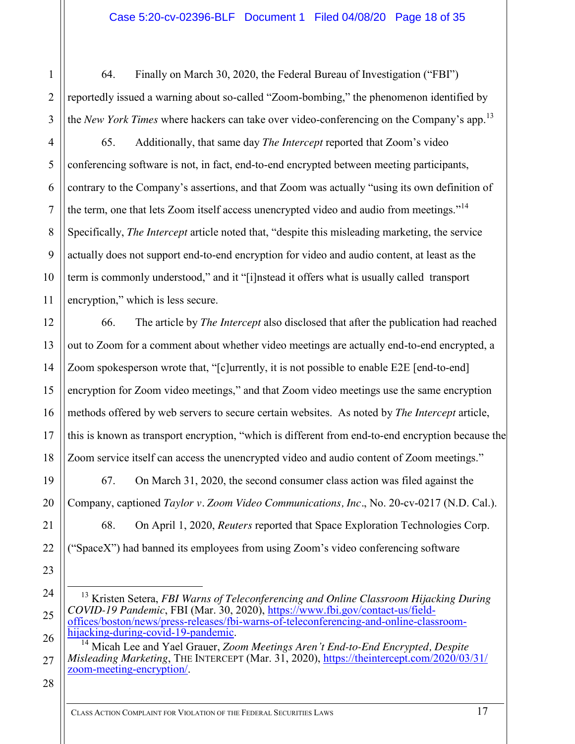64. Finally on March 30, 2020, the Federal Bureau of Investigation ("FBI") reportedly issued a warning about so-called "Zoom-bombing," the phenomenon identified by the *New York Times* where hackers can take over video-conferencing on the Company's app.[13]

65. Additionally, that same day *The Intercept* reported that Zoom's video conferencing software is not, in fact, end-to-end encrypted between meeting participants, contrary to the Company's assertions, and that Zoom was actually "using its own definition of the term, one that lets Zoom itself access unencrypted video and audio from meetings."[14] Specifically, *The Intercept* article noted that, "despite this misleading marketing, the service actually does not support end-to-end encryption for video and audio content, at least as the term is commonly understood," and it "[i]nstead it offers what is usually called transport encryption," which is less secure.

66. The article by *The Intercept* also disclosed that after the publication had reached out to Zoom for a comment about whether video meetings are actually end-to-end encrypted, a Zoom spokesperson wrote that, "[c]urrently, it is not possible to enable E2E [end-to-end] encryption for Zoom video meetings," and that Zoom video meetings use the same encryption methods offered by web servers to secure certain websites. As noted by *The Intercept* article, this is known as transport encryption, "which is different from end-to-end encryption because the Zoom service itself can access the unencrypted video and audio content of Zoom meetings."

67. On March 31, 2020, the second consumer class action was filed against the Company, captioned *Taylor v. Zoom Video Communications, Inc*., No. 20-cv-0217 (N.D. Cal.).

68. On April 1, 2020, *Reuters* reported that Space Exploration Technologies Corp. ("SpaceX") had banned its employees from using Zoom's video conferencing software

---

[13] Kristen Setera, *FBI Warns of Teleconferencing and Online Classroom Hijacking During COVID-19 Pandemic*, FBI (Mar. 30, 2020), https://www.fbi.gov/contact-us/field-offices/boston/news/press-releases/fbi-warns-of-teleconferencing-and-online-classroom-hijacking-during-covid-19-pandemic.

[14] Micah Lee and Yael Grauer, *Zoom Meetings Aren't End-to-End Encrypted, Despite Misleading Marketing*, THE INTERCEPT (Mar. 31, 2020), https://theintercept.com/2020/03/31/zoom-meeting-encryption/.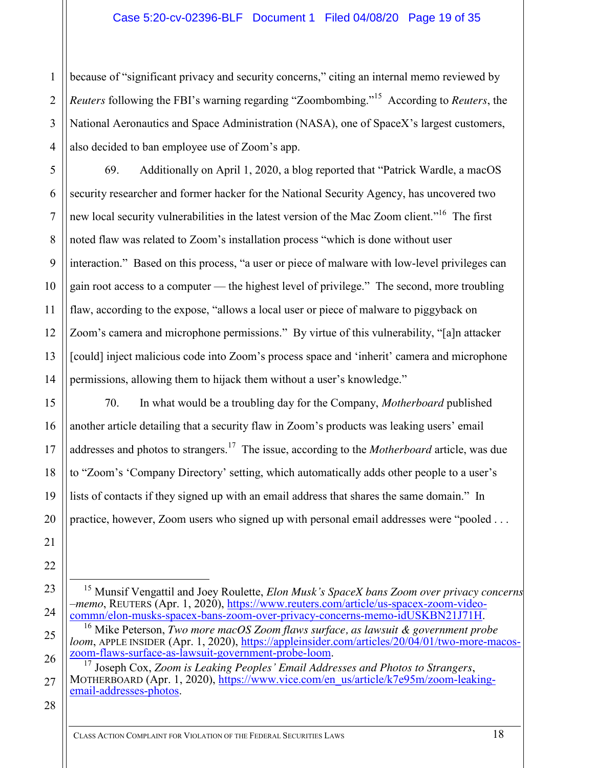because of "significant privacy and security concerns," citing an internal memo reviewed by *Reuters* following the FBI's warning regarding "Zoombombing."[15] According to *Reuters*, the National Aeronautics and Space Administration (NASA), one of SpaceX's largest customers, also decided to ban employee use of Zoom's app.

69. Additionally on April 1, 2020, a blog reported that "Patrick Wardle, a macOS security researcher and former hacker for the National Security Agency, has uncovered two new local security vulnerabilities in the latest version of the Mac Zoom client."[16] The first noted flaw was related to Zoom's installation process "which is done without user interaction." Based on this process, "a user or piece of malware with low-level privileges can gain root access to a computer — the highest level of privilege." The second, more troubling flaw, according to the expose, "allows a local user or piece of malware to piggyback on Zoom's camera and microphone permissions." By virtue of this vulnerability, "[a]n attacker [could] inject malicious code into Zoom's process space and 'inherit' camera and microphone permissions, allowing them to hijack them without a user's knowledge."

70. In what would be a troubling day for the Company, *Motherboard* published another article detailing that a security flaw in Zoom's products was leaking users' email addresses and photos to strangers.[17] The issue, according to the *Motherboard* article, was due to "Zoom's 'Company Directory' setting, which automatically adds other people to a user's lists of contacts if they signed up with an email address that shares the same domain." In practice, however, Zoom users who signed up with personal email addresses were "pooled . . .

---

[15] Munsif Vengattil and Joey Roulette, *Elon Musk's SpaceX bans Zoom over privacy concerns –memo*, REUTERS (Apr. 1, 2020), https://www.reuters.com/article/us-spacex-zoom-video-commn/elon-musks-spacex-bans-zoom-over-privacy-concerns-memo-idUSKBN21J71H.

[16] Mike Peterson, *Two more macOS Zoom flaws surface, as lawsuit & government probe loom*, APPLE INSIDER (Apr. 1, 2020), https://appleinsider.com/articles/20/04/01/two-more-macos-zoom-flaws-surface-as-lawsuit-government-probe-loom.

[17] Joseph Cox, *Zoom is Leaking Peoples' Email Addresses and Photos to Strangers*, MOTHERBOARD (Apr. 1, 2020), https://www.vice.com/en_us/article/k7e95m/zoom-leaking-email-addresses-photos.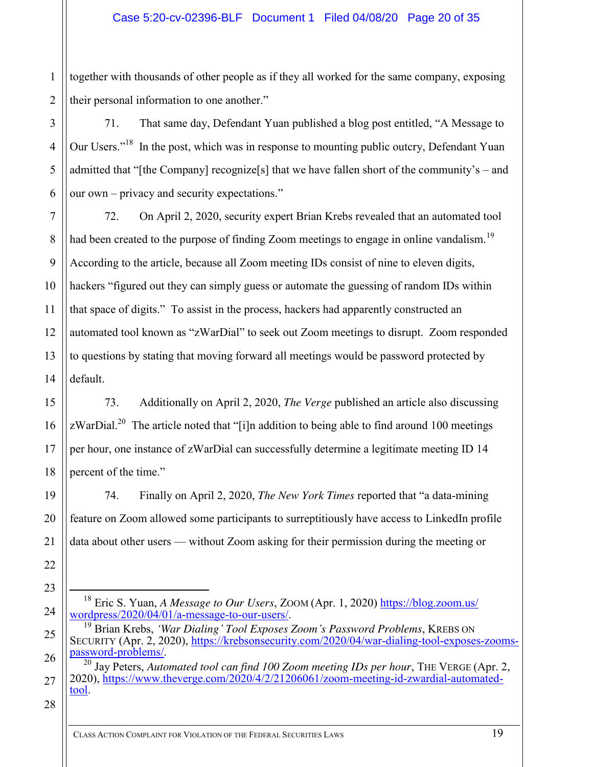together with thousands of other people as if they all worked for the same company, exposing their personal information to one another."

71. That same day, Defendant Yuan published a blog post entitled, "A Message to Our Users."[18] In the post, which was in response to mounting public outcry, Defendant Yuan admitted that "[the Company] recognize[s] that we have fallen short of the community's – and our own – privacy and security expectations."

72. On April 2, 2020, security expert Brian Krebs revealed that an automated tool had been created to the purpose of finding Zoom meetings to engage in online vandalism.[19] According to the article, because all Zoom meeting IDs consist of nine to eleven digits, hackers "figured out they can simply guess or automate the guessing of random IDs within that space of digits." To assist in the process, hackers had apparently constructed an automated tool known as "zWarDial" to seek out Zoom meetings to disrupt. Zoom responded to questions by stating that moving forward all meetings would be password protected by default.

73. Additionally on April 2, 2020, *The Verge* published an article also discussing zWarDial.[20] The article noted that "[i]n addition to being able to find around 100 meetings per hour, one instance of zWarDial can successfully determine a legitimate meeting ID 14 percent of the time."

74. Finally on April 2, 2020, *The New York Times* reported that "a data-mining feature on Zoom allowed some participants to surreptitiously have access to LinkedIn profile data about other users — without Zoom asking for their permission during the meeting or

---

[18] Eric S. Yuan, *A Message to Our Users*, ZOOM (Apr. 1, 2020) https://blog.zoom.us/wordpress/2020/04/01/a-message-to-our-users/.

[19] Brian Krebs, *'War Dialing' Tool Exposes Zoom's Password Problems*, KREBS ON SECURITY (Apr. 2, 2020), https://krebsonsecurity.com/2020/04/war-dialing-tool-exposes-zooms-password-problems/.

[20] Jay Peters, *Automated tool can find 100 Zoom meeting IDs per hour*, THE VERGE (Apr. 2, 2020), https://www.theverge.com/2020/4/2/21206061/zoom-meeting-id-zwardial-automated-tool.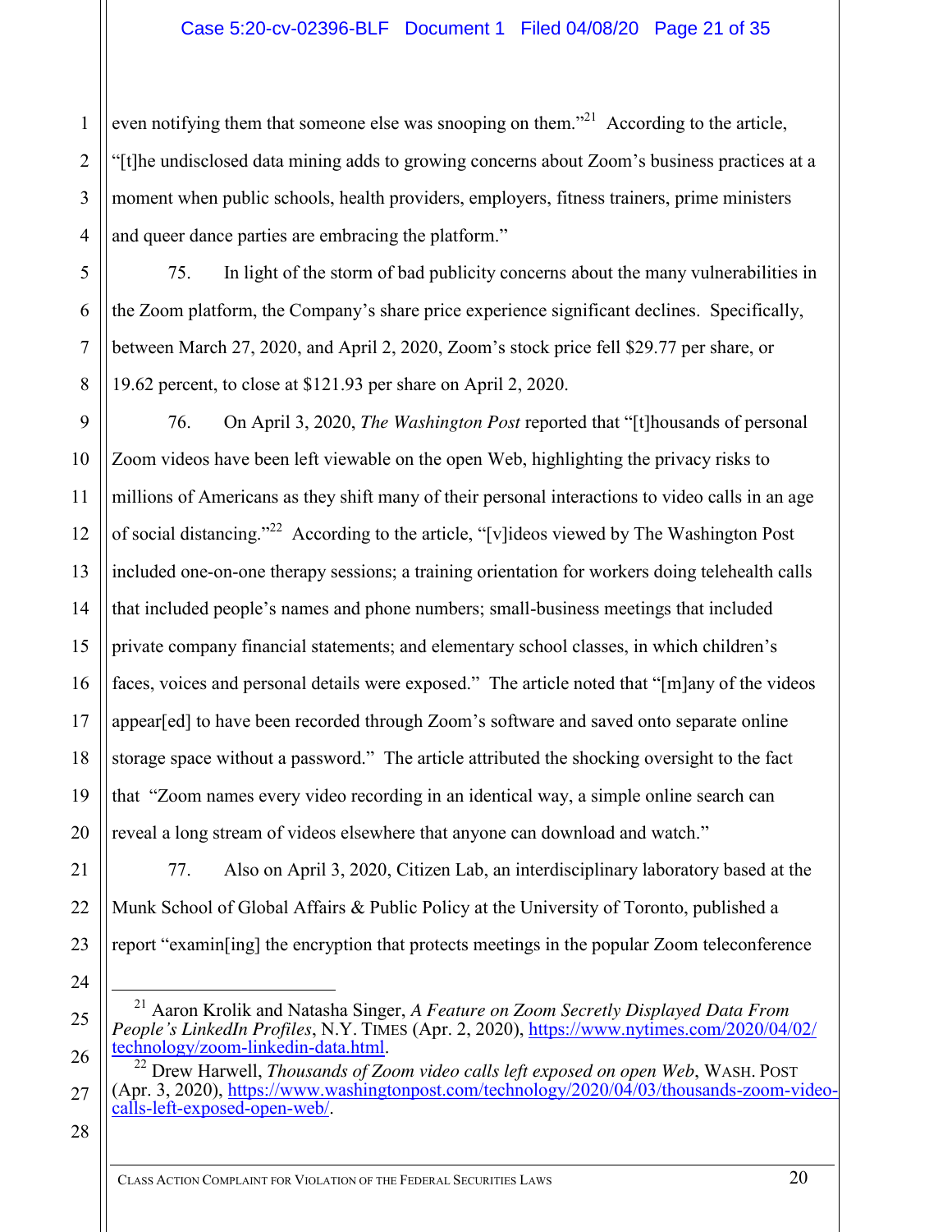even notifying them that someone else was snooping on them."[21] According to the article, "[t]he undisclosed data mining adds to growing concerns about Zoom's business practices at a moment when public schools, health providers, employers, fitness trainers, prime ministers and queer dance parties are embracing the platform."

75. In light of the storm of bad publicity concerns about the many vulnerabilities in the Zoom platform, the Company's share price experience significant declines. Specifically, between March 27, 2020, and April 2, 2020, Zoom's stock price fell $29.77 per share, or 19.62 percent, to close at $121.93 per share on April 2, 2020.

76. On April 3, 2020, *The Washington Post* reported that "[t]housands of personal Zoom videos have been left viewable on the open Web, highlighting the privacy risks to millions of Americans as they shift many of their personal interactions to video calls in an age of social distancing."[22] According to the article, "[v]ideos viewed by The Washington Post included one-on-one therapy sessions; a training orientation for workers doing telehealth calls that included people's names and phone numbers; small-business meetings that included private company financial statements; and elementary school classes, in which children's faces, voices and personal details were exposed." The article noted that "[m]any of the videos appear[ed] to have been recorded through Zoom's software and saved onto separate online storage space without a password." The article attributed the shocking oversight to the fact that "Zoom names every video recording in an identical way, a simple online search can reveal a long stream of videos elsewhere that anyone can download and watch."

77. Also on April 3, 2020, Citizen Lab, an interdisciplinary laboratory based at the Munk School of Global Affairs & Public Policy at the University of Toronto, published a report "examin[ing] the encryption that protects meetings in the popular Zoom teleconference

---

[21] Aaron Krolik and Natasha Singer, *A Feature on Zoom Secretly Displayed Data From People's LinkedIn Profiles*, N.Y. TIMES (Apr. 2, 2020), https://www.nytimes.com/2020/04/02/technology/zoom-linkedin-data.html.

[22] Drew Harwell, *Thousands of Zoom video calls left exposed on open Web*, WASH. POST (Apr. 3, 2020), https://www.washingtonpost.com/technology/2020/04/03/thousands-zoom-video-calls-left-exposed-open-web/.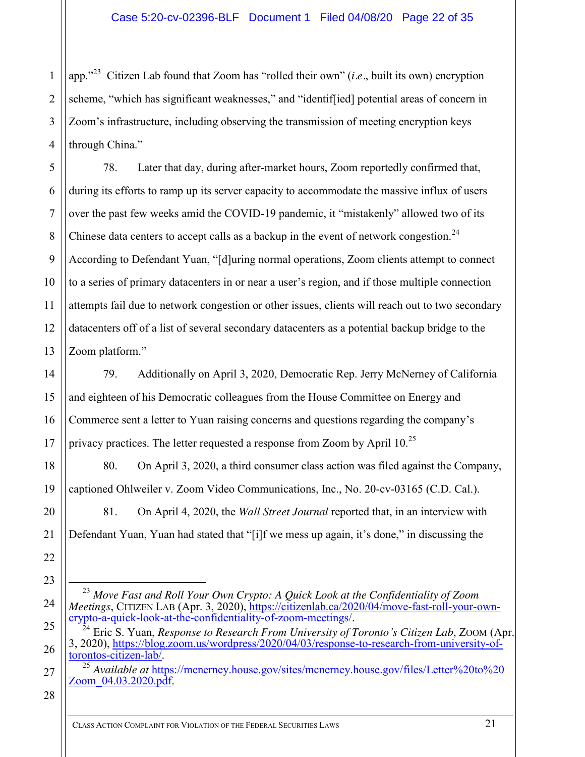app."[23] Citizen Lab found that Zoom has "rolled their own" (*i.e*., built its own) encryption scheme, "which has significant weaknesses," and "identif[ied] potential areas of concern in Zoom's infrastructure, including observing the transmission of meeting encryption keys through China."

78. Later that day, during after-market hours, Zoom reportedly confirmed that, during its efforts to ramp up its server capacity to accommodate the massive influx of users over the past few weeks amid the COVID-19 pandemic, it "mistakenly" allowed two of its Chinese data centers to accept calls as a backup in the event of network congestion.[24] According to Defendant Yuan, "[d]uring normal operations, Zoom clients attempt to connect to a series of primary datacenters in or near a user's region, and if those multiple connection attempts fail due to network congestion or other issues, clients will reach out to two secondary datacenters off of a list of several secondary datacenters as a potential backup bridge to the Zoom platform."

79. Additionally on April 3, 2020, Democratic Rep. Jerry McNerney of California and eighteen of his Democratic colleagues from the House Committee on Energy and Commerce sent a letter to Yuan raising concerns and questions regarding the company's privacy practices. The letter requested a response from Zoom by April 10.[25]

80. On April 3, 2020, a third consumer class action was filed against the Company, captioned Ohlweiler v. Zoom Video Communications, Inc., No. 20-cv-03165 (C.D. Cal.).

81. On April 4, 2020, the *Wall Street Journal* reported that, in an interview with Defendant Yuan, Yuan had stated that "[i]f we mess up again, it's done," in discussing the

---

[23] *Move Fast and Roll Your Own Crypto: A Quick Look at the Confidentiality of Zoom Meetings*, CITIZEN LAB (Apr. 3, 2020), https://citizenlab.ca/2020/04/move-fast-roll-your-own-crypto-a-quick-look-at-the-confidentiality-of-zoom-meetings/.

[24] Eric S. Yuan, *Response to Research From University of Toronto's Citizen Lab*, ZOOM (Apr. 3, 2020), https://blog.zoom.us/wordpress/2020/04/03/response-to-research-from-university-of-torontos-citizen-lab/.

[25] *Available at* https://mcnerney.house.gov/sites/mcnerney.house.gov/files/Letter%20to%20Zoom_04.03.2020.pdf.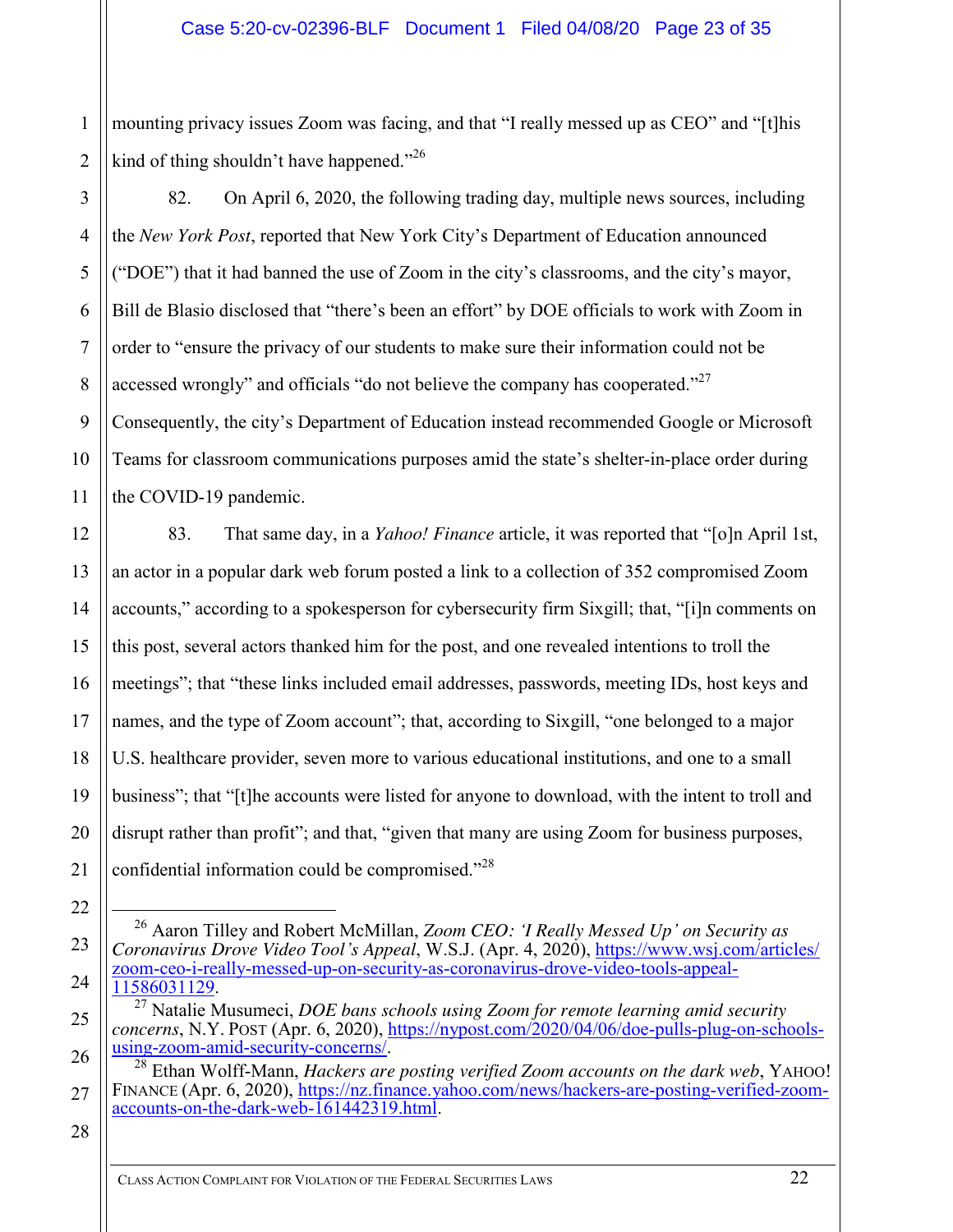mounting privacy issues Zoom was facing, and that "I really messed up as CEO" and "[t]his kind of thing shouldn't have happened."[26]

82. On April 6, 2020, the following trading day, multiple news sources, including the *New York Post*, reported that New York City's Department of Education announced ("DOE") that it had banned the use of Zoom in the city's classrooms, and the city's mayor, Bill de Blasio disclosed that "there's been an effort" by DOE officials to work with Zoom in order to "ensure the privacy of our students to make sure their information could not be accessed wrongly" and officials "do not believe the company has cooperated."[27] Consequently, the city's Department of Education instead recommended Google or Microsoft Teams for classroom communications purposes amid the state's shelter-in-place order during the COVID-19 pandemic.

83. That same day, in a *Yahoo! Finance* article, it was reported that "[o]n April 1st, an actor in a popular dark web forum posted a link to a collection of 352 compromised Zoom accounts," according to a spokesperson for cybersecurity firm Sixgill; that, "[i]n comments on this post, several actors thanked him for the post, and one revealed intentions to troll the meetings"; that "these links included email addresses, passwords, meeting IDs, host keys and names, and the type of Zoom account"; that, according to Sixgill, "one belonged to a major U.S. healthcare provider, seven more to various educational institutions, and one to a small business"; that "[t]he accounts were listed for anyone to download, with the intent to troll and disrupt rather than profit"; and that, "given that many are using Zoom for business purposes, confidential information could be compromised."[28]

---

[26] Aaron Tilley and Robert McMillan, *Zoom CEO: 'I Really Messed Up' on Security as Coronavirus Drove Video Tool's Appeal*, W.S.J. (Apr. 4, 2020), https://www.wsj.com/articles/zoom-ceo-i-really-messed-up-on-security-as-coronavirus-drove-video-tools-appeal-11586031129.

[27] Natalie Musumeci, *DOE bans schools using Zoom for remote learning amid security concerns*, N.Y. POST (Apr. 6, 2020), https://nypost.com/2020/04/06/doe-pulls-plug-on-schools-using-zoom-amid-security-concerns/.

[28] Ethan Wolff-Mann, *Hackers are posting verified Zoom accounts on the dark web*, YAHOO! FINANCE (Apr. 6, 2020), https://nz.finance.yahoo.com/news/hackers-are-posting-verified-zoom-accounts-on-the-dark-web-161442319.html.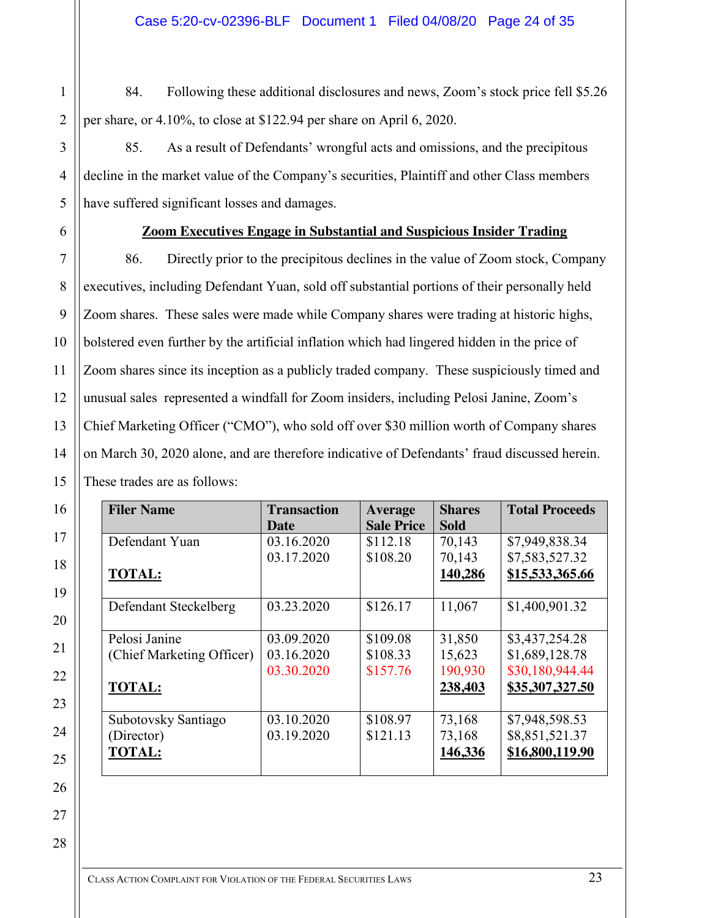84. Following these additional disclosures and news, Zoom's stock price fell $5.26 per share, or 4.10%, to close at $122.94 per share on April 6, 2020.

85. As a result of Defendants' wrongful acts and omissions, and the precipitous decline in the market value of the Company's securities, Plaintiff and other Class members have suffered significant losses and damages.

**Zoom Executives Engage in Substantial and Suspicious Insider Trading**

86. Directly prior to the precipitous declines in the value of Zoom stock, Company executives, including Defendant Yuan, sold off substantial portions of their personally held Zoom shares. These sales were made while Company shares were trading at historic highs, bolstered even further by the artificial inflation which had lingered hidden in the price of Zoom shares since its inception as a publicly traded company. These suspiciously timed and unusual sales represented a windfall for Zoom insiders, including Pelosi Janine, Zoom's Chief Marketing Officer ("CMO"), who sold off over $30 million worth of Company shares on March 30, 2020 alone, and are therefore indicative of Defendants' fraud discussed herein. These trades are as follows:

| Filer Name | Transaction Date | Average Sale Price | Shares Sold | Total Proceeds |
|---|---|---|---|---|
| Defendant Yuan | 03.16.2020 | $112.18 | 70,143 | $7,949,838.34 |
| | 03.17.2020 | $108.20 | 70,143 | $7,583,527.32 |
| **TOTAL:** | | | **140,286** | **$15,533,365.66** |
| Defendant Steckelberg | 03.23.2020 | $126.17 | 11,067 | $1,400,901.32 |
| Pelosi Janine | 03.09.2020 | $109.08 | 31,850 | $3,437,254.28 |
| (Chief Marketing Officer) | 03.16.2020 | $108.33 | 15,623 | $1,689,128.78 |
| | 03.30.2020 | $157.76 | 190,930 | $30,180,944.44 |
| **TOTAL:** | | | **238,403** | **$35,307,327.50** |
| Subotovsky Santiago | 03.10.2020 | $108.97 | 73,168 | $7,948,598.53 |
| (Director) | 03.19.2020 | $121.13 | 73,168 | $8,851,521.37 |
| **TOTAL:** | | | **146,336** | **$16,800,119.90** |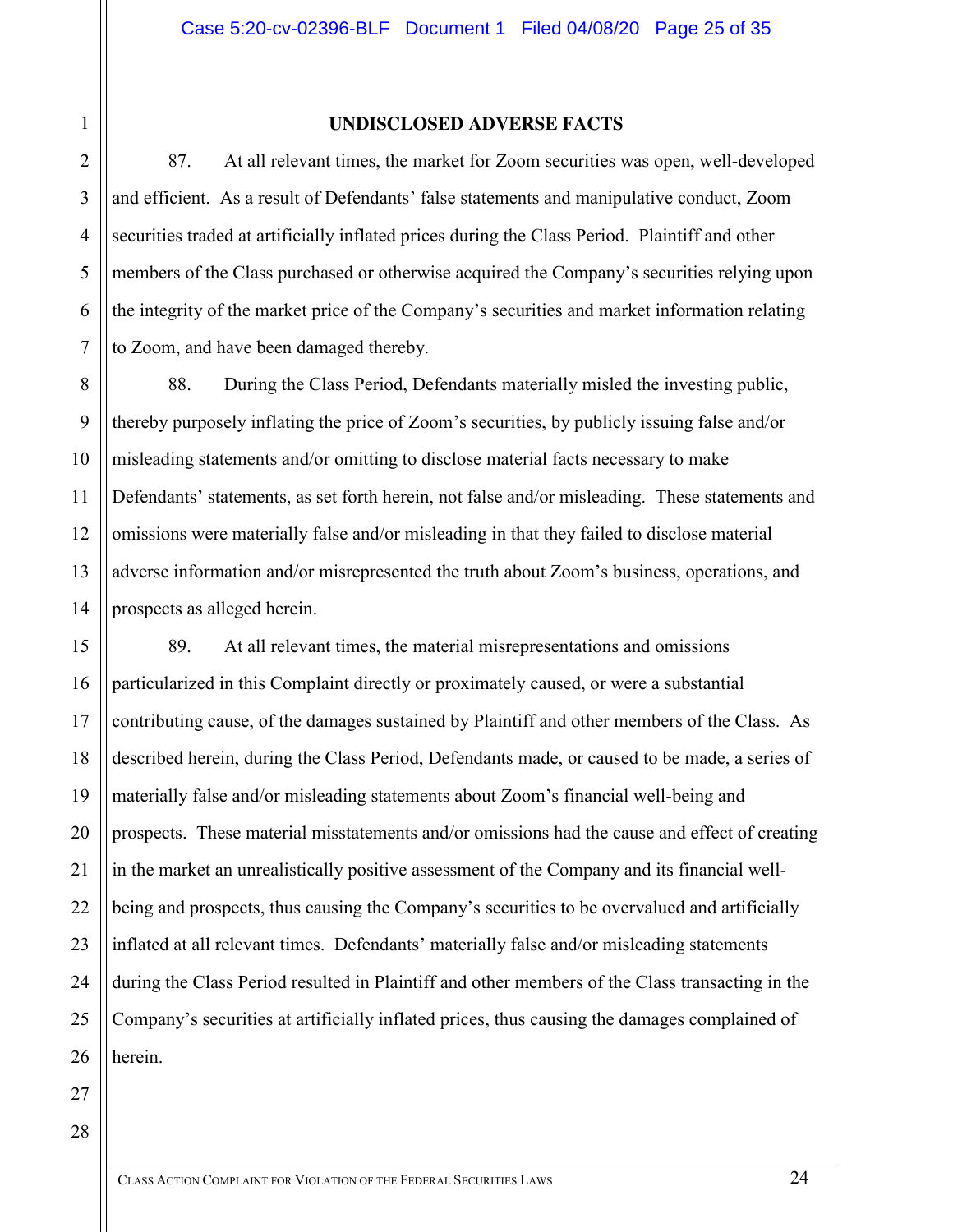## UNDISCLOSED ADVERSE FACTS

87. At all relevant times, the market for Zoom securities was open, well-developed and efficient. As a result of Defendants' false statements and manipulative conduct, Zoom securities traded at artificially inflated prices during the Class Period. Plaintiff and other members of the Class purchased or otherwise acquired the Company's securities relying upon the integrity of the market price of the Company's securities and market information relating to Zoom, and have been damaged thereby.

88. During the Class Period, Defendants materially misled the investing public, thereby purposely inflating the price of Zoom's securities, by publicly issuing false and/or misleading statements and/or omitting to disclose material facts necessary to make Defendants' statements, as set forth herein, not false and/or misleading. These statements and omissions were materially false and/or misleading in that they failed to disclose material adverse information and/or misrepresented the truth about Zoom's business, operations, and prospects as alleged herein.

89. At all relevant times, the material misrepresentations and omissions particularized in this Complaint directly or proximately caused, or were a substantial contributing cause, of the damages sustained by Plaintiff and other members of the Class. As described herein, during the Class Period, Defendants made, or caused to be made, a series of materially false and/or misleading statements about Zoom's financial well-being and prospects. These material misstatements and/or omissions had the cause and effect of creating in the market an unrealistically positive assessment of the Company and its financial well-being and prospects, thus causing the Company's securities to be overvalued and artificially inflated at all relevant times. Defendants' materially false and/or misleading statements during the Class Period resulted in Plaintiff and other members of the Class transacting in the Company's securities at artificially inflated prices, thus causing the damages complained of herein.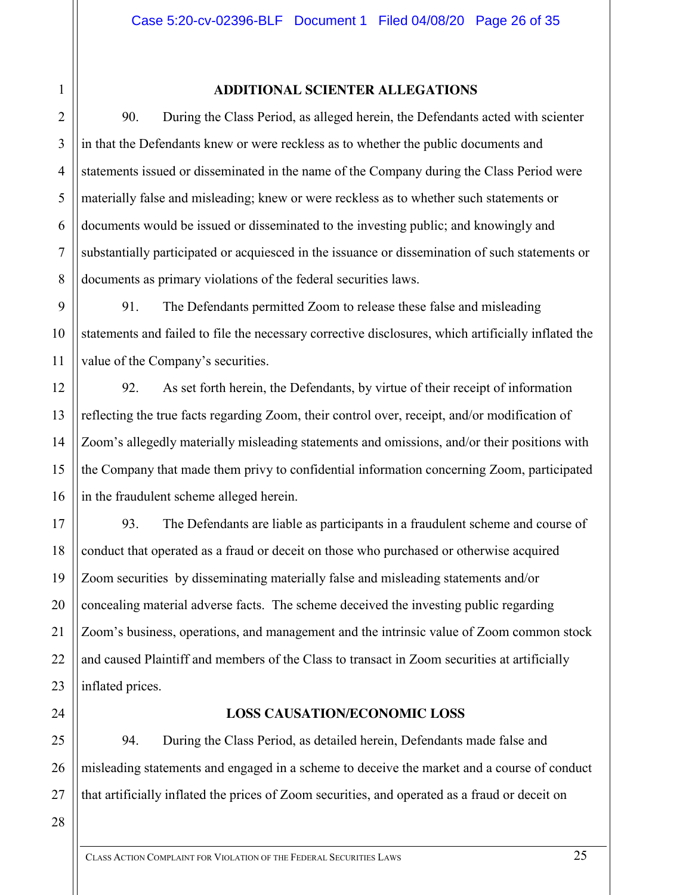## ADDITIONAL SCIENTER ALLEGATIONS

90. During the Class Period, as alleged herein, the Defendants acted with scienter in that the Defendants knew or were reckless as to whether the public documents and statements issued or disseminated in the name of the Company during the Class Period were materially false and misleading; knew or were reckless as to whether such statements or documents would be issued or disseminated to the investing public; and knowingly and substantially participated or acquiesced in the issuance or dissemination of such statements or documents as primary violations of the federal securities laws.

91. The Defendants permitted Zoom to release these false and misleading statements and failed to file the necessary corrective disclosures, which artificially inflated the value of the Company's securities.

92. As set forth herein, the Defendants, by virtue of their receipt of information reflecting the true facts regarding Zoom, their control over, receipt, and/or modification of Zoom's allegedly materially misleading statements and omissions, and/or their positions with the Company that made them privy to confidential information concerning Zoom, participated in the fraudulent scheme alleged herein.

93. The Defendants are liable as participants in a fraudulent scheme and course of conduct that operated as a fraud or deceit on those who purchased or otherwise acquired Zoom securities by disseminating materially false and misleading statements and/or concealing material adverse facts. The scheme deceived the investing public regarding Zoom's business, operations, and management and the intrinsic value of Zoom common stock and caused Plaintiff and members of the Class to transact in Zoom securities at artificially inflated prices.

## LOSS CAUSATION/ECONOMIC LOSS

94. During the Class Period, as detailed herein, Defendants made false and misleading statements and engaged in a scheme to deceive the market and a course of conduct that artificially inflated the prices of Zoom securities, and operated as a fraud or deceit on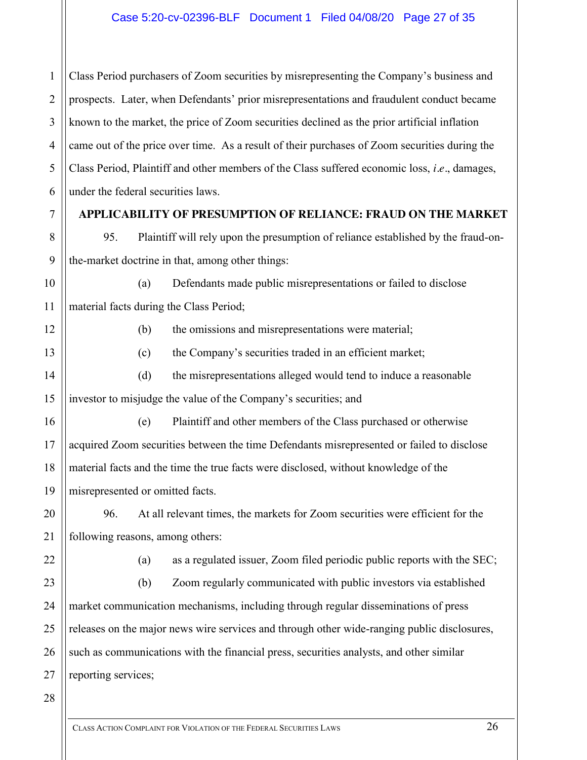Class Period purchasers of Zoom securities by misrepresenting the Company's business and prospects. Later, when Defendants' prior misrepresentations and fraudulent conduct became known to the market, the price of Zoom securities declined as the prior artificial inflation came out of the price over time. As a result of their purchases of Zoom securities during the Class Period, Plaintiff and other members of the Class suffered economic loss, *i.e*., damages, under the federal securities laws.

**APPLICABILITY OF PRESUMPTION OF RELIANCE: FRAUD ON THE MARKET**

95. Plaintiff will rely upon the presumption of reliance established by the fraud-on-the-market doctrine in that, among other things:

(a) Defendants made public misrepresentations or failed to disclose material facts during the Class Period;

(b) the omissions and misrepresentations were material;

(c) the Company's securities traded in an efficient market;

(d) the misrepresentations alleged would tend to induce a reasonable investor to misjudge the value of the Company's securities; and

(e) Plaintiff and other members of the Class purchased or otherwise acquired Zoom securities between the time Defendants misrepresented or failed to disclose material facts and the time the true facts were disclosed, without knowledge of the misrepresented or omitted facts.

96. At all relevant times, the markets for Zoom securities were efficient for the following reasons, among others:

(a) as a regulated issuer, Zoom filed periodic public reports with the SEC;

(b) Zoom regularly communicated with public investors via established market communication mechanisms, including through regular disseminations of press releases on the major news wire services and through other wide-ranging public disclosures, such as communications with the financial press, securities analysts, and other similar reporting services;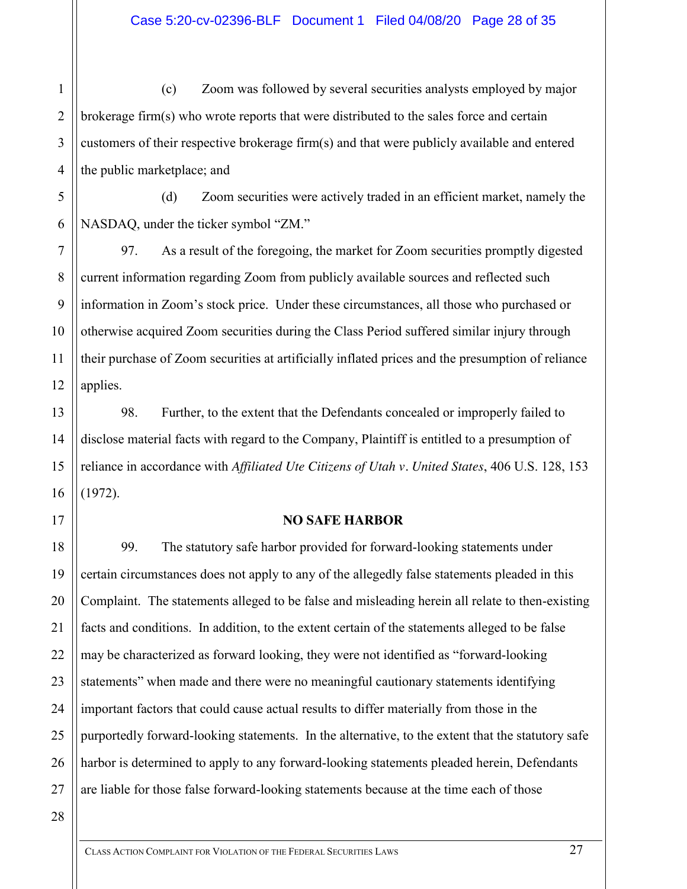(c) Zoom was followed by several securities analysts employed by major brokerage firm(s) who wrote reports that were distributed to the sales force and certain customers of their respective brokerage firm(s) and that were publicly available and entered the public marketplace; and

(d) Zoom securities were actively traded in an efficient market, namely the NASDAQ, under the ticker symbol "ZM."

97. As a result of the foregoing, the market for Zoom securities promptly digested current information regarding Zoom from publicly available sources and reflected such information in Zoom's stock price. Under these circumstances, all those who purchased or otherwise acquired Zoom securities during the Class Period suffered similar injury through their purchase of Zoom securities at artificially inflated prices and the presumption of reliance applies.

98. Further, to the extent that the Defendants concealed or improperly failed to disclose material facts with regard to the Company, Plaintiff is entitled to a presumption of reliance in accordance with *Affiliated Ute Citizens of Utah v. United States*, 406 U.S. 128, 153 (1972).

## NO SAFE HARBOR

99. The statutory safe harbor provided for forward-looking statements under certain circumstances does not apply to any of the allegedly false statements pleaded in this Complaint. The statements alleged to be false and misleading herein all relate to then-existing facts and conditions. In addition, to the extent certain of the statements alleged to be false may be characterized as forward looking, they were not identified as "forward-looking statements" when made and there were no meaningful cautionary statements identifying important factors that could cause actual results to differ materially from those in the purportedly forward-looking statements. In the alternative, to the extent that the statutory safe harbor is determined to apply to any forward-looking statements pleaded herein, Defendants are liable for those false forward-looking statements because at the time each of those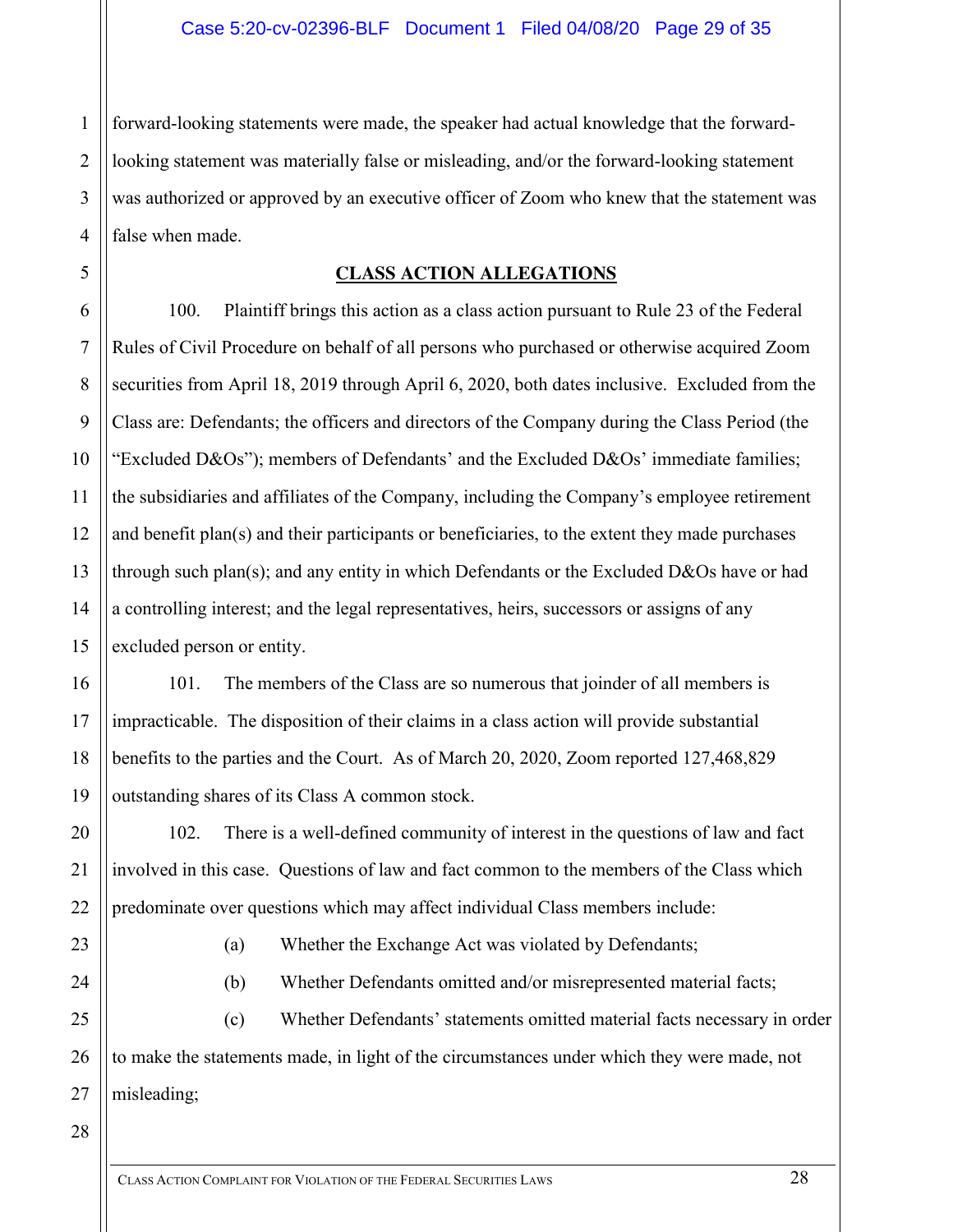forward-looking statements were made, the speaker had actual knowledge that the forward-looking statement was materially false or misleading, and/or the forward-looking statement was authorized or approved by an executive officer of Zoom who knew that the statement was false when made.

## CLASS ACTION ALLEGATIONS

100. Plaintiff brings this action as a class action pursuant to Rule 23 of the Federal Rules of Civil Procedure on behalf of all persons who purchased or otherwise acquired Zoom securities from April 18, 2019 through April 6, 2020, both dates inclusive. Excluded from the Class are: Defendants; the officers and directors of the Company during the Class Period (the "Excluded D&Os"); members of Defendants' and the Excluded D&Os' immediate families; the subsidiaries and affiliates of the Company, including the Company's employee retirement and benefit plan(s) and their participants or beneficiaries, to the extent they made purchases through such plan(s); and any entity in which Defendants or the Excluded D&Os have or had a controlling interest; and the legal representatives, heirs, successors or assigns of any excluded person or entity.

101. The members of the Class are so numerous that joinder of all members is impracticable. The disposition of their claims in a class action will provide substantial benefits to the parties and the Court. As of March 20, 2020, Zoom reported 127,468,829 outstanding shares of its Class A common stock.

102. There is a well-defined community of interest in the questions of law and fact involved in this case. Questions of law and fact common to the members of the Class which predominate over questions which may affect individual Class members include:

(a) Whether the Exchange Act was violated by Defendants;

(b) Whether Defendants omitted and/or misrepresented material facts;

(c) Whether Defendants' statements omitted material facts necessary in order to make the statements made, in light of the circumstances under which they were made, not misleading;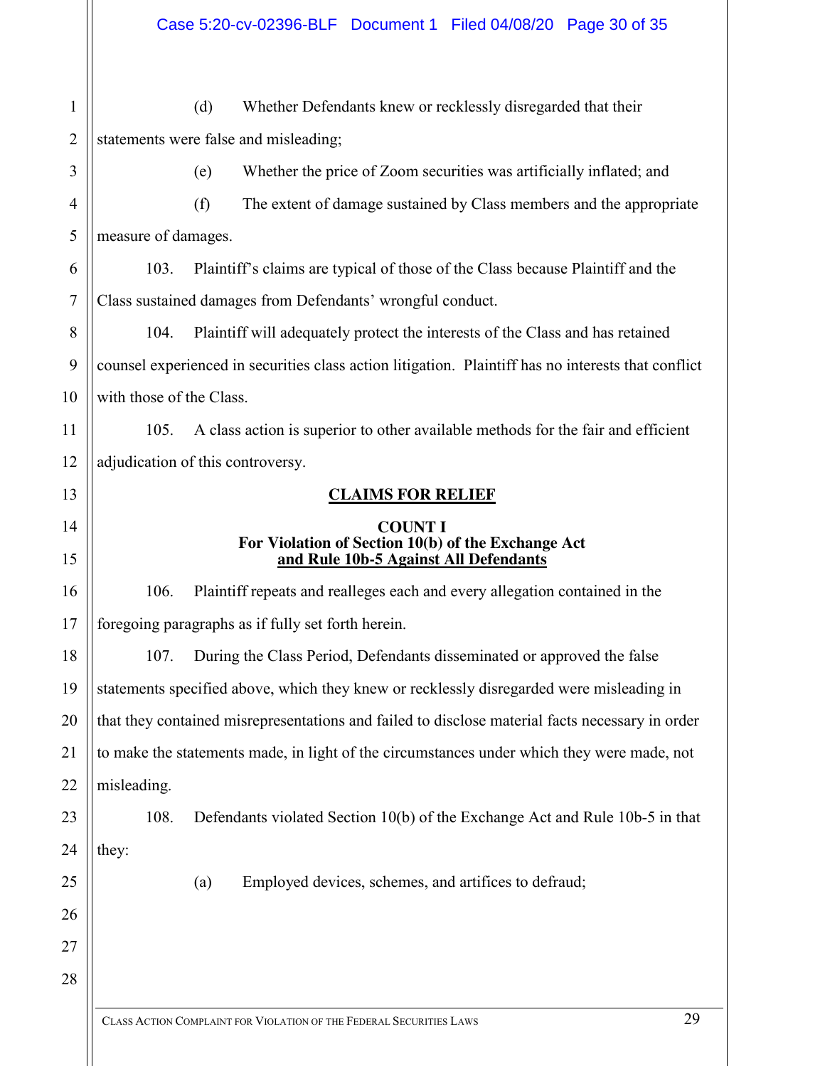(d) Whether Defendants knew or recklessly disregarded that their statements were false and misleading;

(e) Whether the price of Zoom securities was artificially inflated; and

(f) The extent of damage sustained by Class members and the appropriate measure of damages.

103. Plaintiff's claims are typical of those of the Class because Plaintiff and the Class sustained damages from Defendants' wrongful conduct.

104. Plaintiff will adequately protect the interests of the Class and has retained counsel experienced in securities class action litigation. Plaintiff has no interests that conflict with those of the Class.

105. A class action is superior to other available methods for the fair and efficient adjudication of this controversy.

## CLAIMS FOR RELIEF

### COUNT I
### For Violation of Section 10(b) of the Exchange Act and Rule 10b-5 Against All Defendants

106. Plaintiff repeats and realleges each and every allegation contained in the foregoing paragraphs as if fully set forth herein.

107. During the Class Period, Defendants disseminated or approved the false statements specified above, which they knew or recklessly disregarded were misleading in that they contained misrepresentations and failed to disclose material facts necessary in order to make the statements made, in light of the circumstances under which they were made, not misleading.

108. Defendants violated Section 10(b) of the Exchange Act and Rule 10b-5 in that they:

(a) Employed devices, schemes, and artifices to defraud;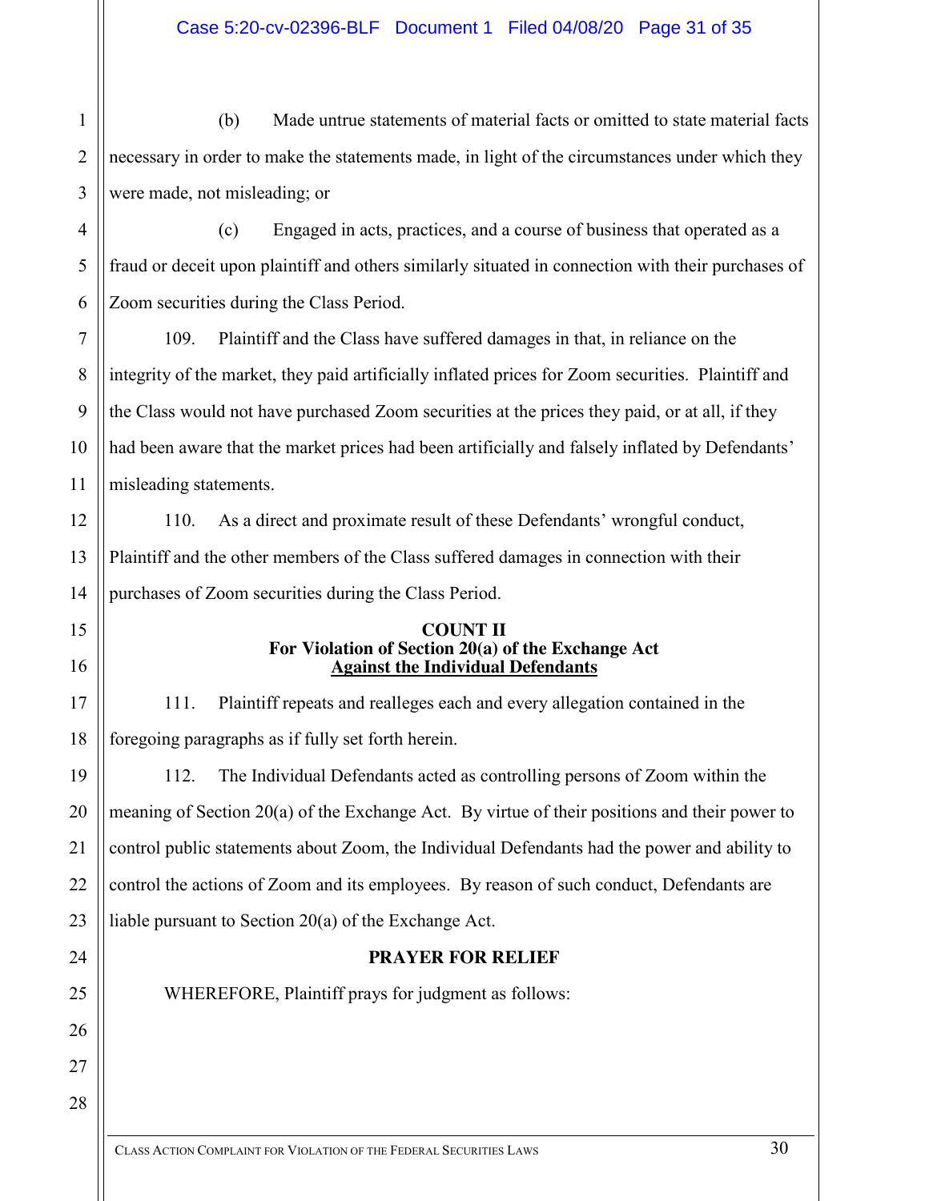(b) Made untrue statements of material facts or omitted to state material facts necessary in order to make the statements made, in light of the circumstances under which they were made, not misleading; or

(c) Engaged in acts, practices, and a course of business that operated as a fraud or deceit upon plaintiff and others similarly situated in connection with their purchases of Zoom securities during the Class Period.

109. Plaintiff and the Class have suffered damages in that, in reliance on the integrity of the market, they paid artificially inflated prices for Zoom securities. Plaintiff and the Class would not have purchased Zoom securities at the prices they paid, or at all, if they had been aware that the market prices had been artificially and falsely inflated by Defendants' misleading statements.

110. As a direct and proximate result of these Defendants' wrongful conduct, Plaintiff and the other members of the Class suffered damages in connection with their purchases of Zoom securities during the Class Period.

**COUNT II**
**For Violation of Section 20(a) of the Exchange Act**
**Against the Individual Defendants**

111. Plaintiff repeats and realleges each and every allegation contained in the foregoing paragraphs as if fully set forth herein.

112. The Individual Defendants acted as controlling persons of Zoom within the meaning of Section 20(a) of the Exchange Act. By virtue of their positions and their power to control public statements about Zoom, the Individual Defendants had the power and ability to control the actions of Zoom and its employees. By reason of such conduct, Defendants are liable pursuant to Section 20(a) of the Exchange Act.

**PRAYER FOR RELIEF**

WHEREFORE, Plaintiff prays for judgment as follows: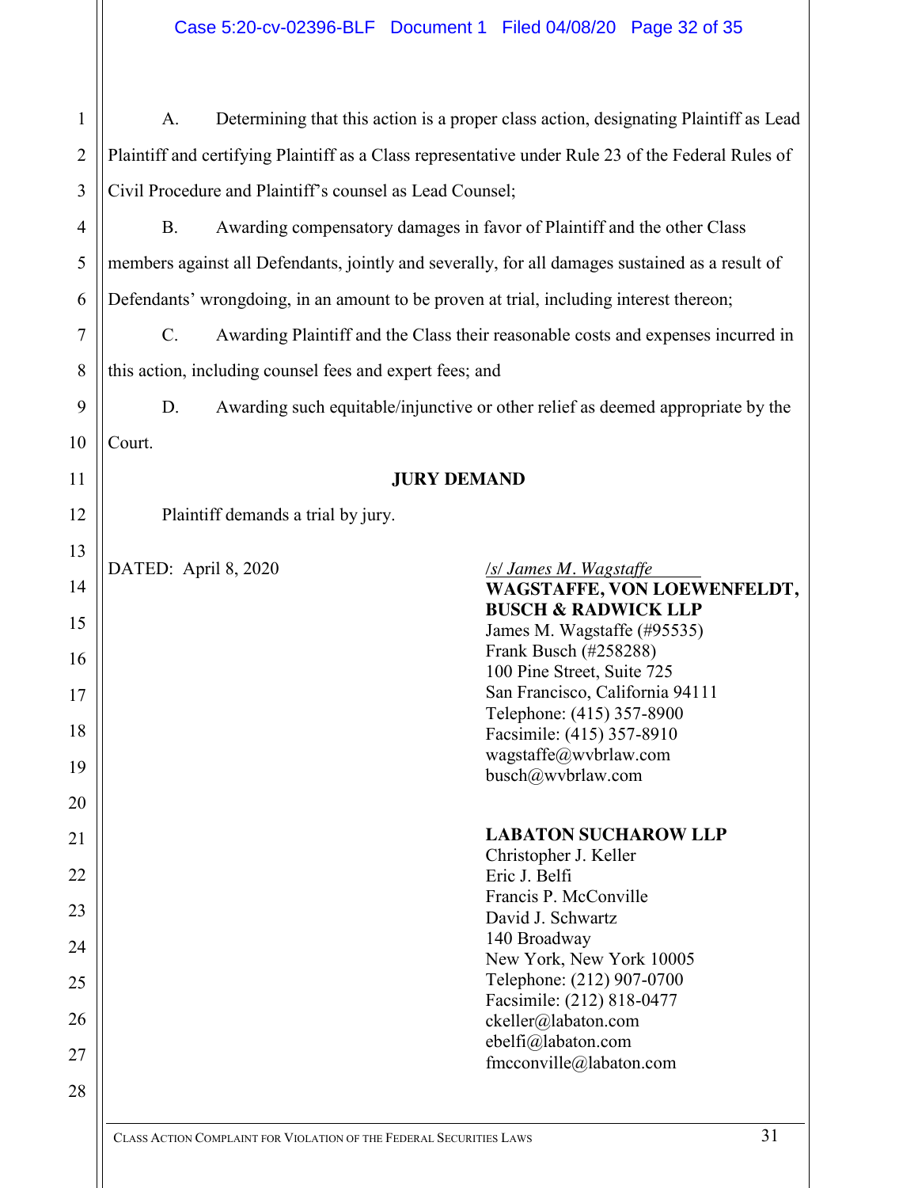A. Determining that this action is a proper class action, designating Plaintiff as Lead Plaintiff and certifying Plaintiff as a Class representative under Rule 23 of the Federal Rules of Civil Procedure and Plaintiff's counsel as Lead Counsel;

B. Awarding compensatory damages in favor of Plaintiff and the other Class members against all Defendants, jointly and severally, for all damages sustained as a result of Defendants' wrongdoing, in an amount to be proven at trial, including interest thereon;

C. Awarding Plaintiff and the Class their reasonable costs and expenses incurred in this action, including counsel fees and expert fees; and

D. Awarding such equitable/injunctive or other relief as deemed appropriate by the Court.

**JURY DEMAND**

Plaintiff demands a trial by jury.

DATED: April 8, 2020

/s/ *James M. Wagstaffe*

**WAGSTAFFE, VON LOEWENFELDT, BUSCH & RADWICK LLP**
James M. Wagstaffe (#95535)
Frank Busch (#258288)
100 Pine Street, Suite 725
San Francisco, California 94111
Telephone: (415) 357-8900
Facsimile: (415) 357-8910
wagstaffe@wvbrlaw.com
busch@wvbrlaw.com

**LABATON SUCHAROW LLP**
Christopher J. Keller
Eric J. Belfi
Francis P. McConville
David J. Schwartz
140 Broadway
New York, New York 10005
Telephone: (212) 907-0700
Facsimile: (212) 818-0477
ckeller@labaton.com
ebelfi@labaton.com
fmcconville@labaton.com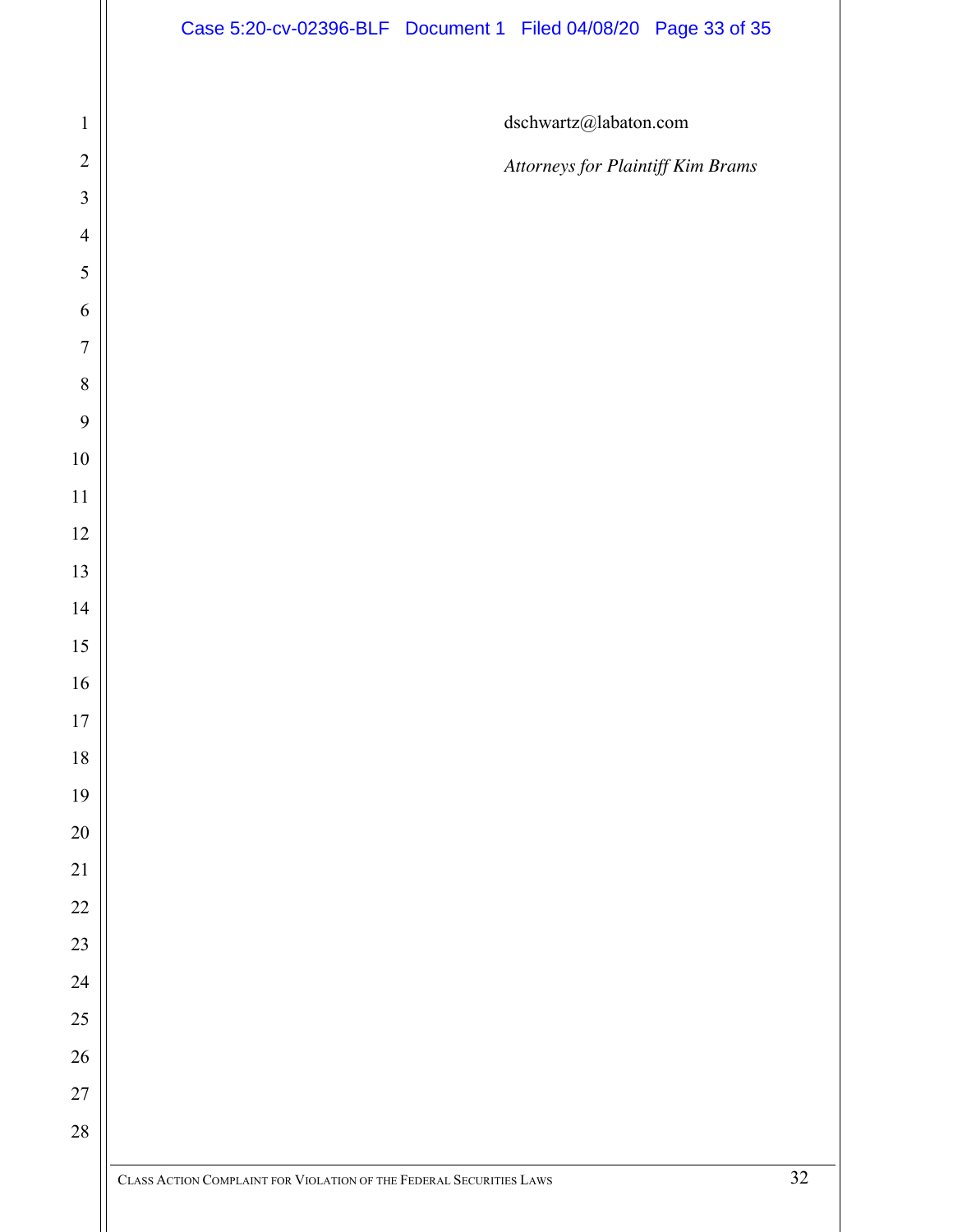dschwartz@labaton.com

*Attorneys for Plaintiff Kim Brams*